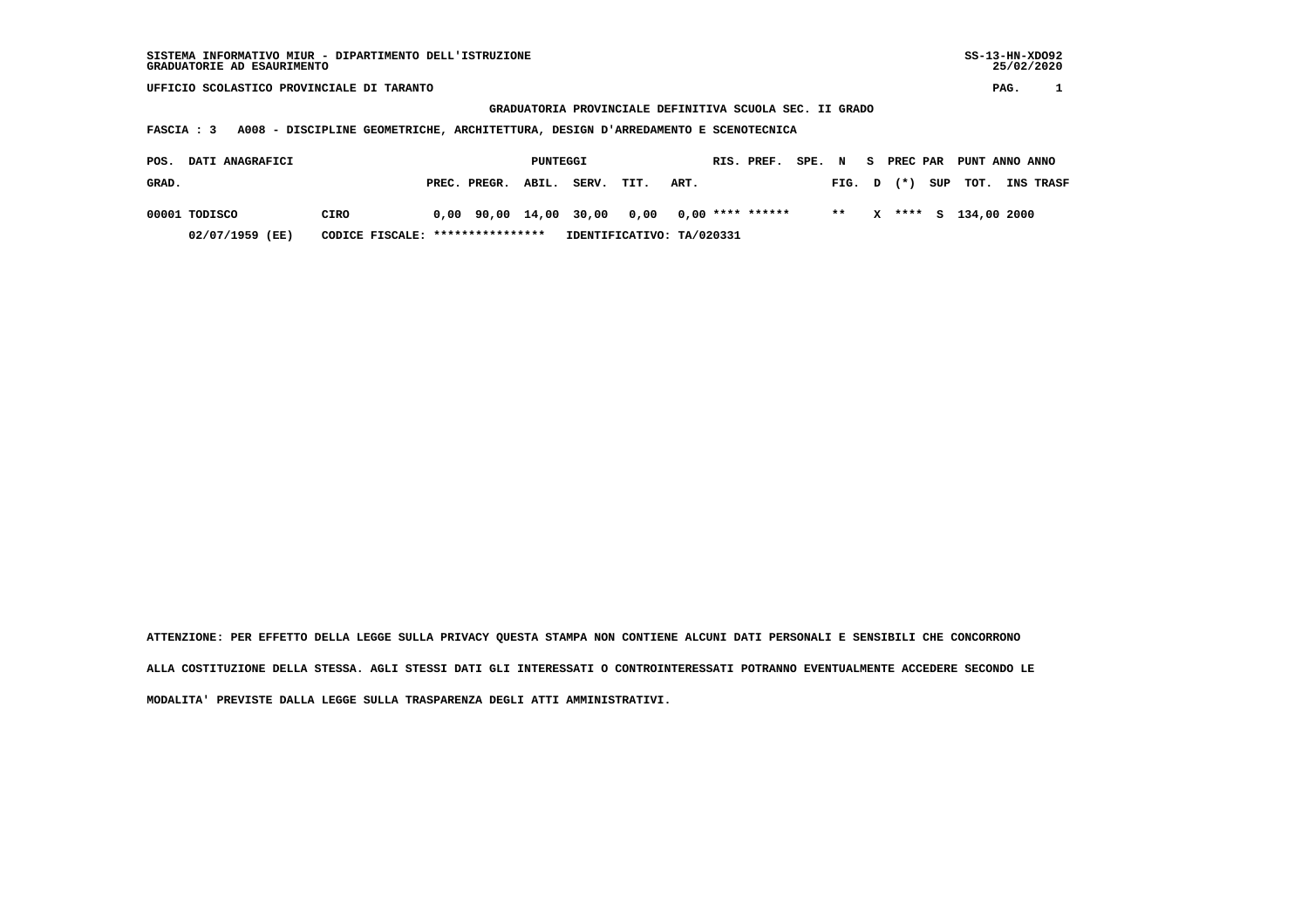SISTEMA INFORMATIVO MIUR - DIPARTIMENTO DELL'ISTRUZIONE
GRADUATORIE AD ESAURIMENTO

SS-13-HN-XDO92
25/02/2020

UFFICIO SCOLASTICO PROVINCIALE DI TARANTO

## GRADUATORIA PROVINCIALE DEFINITIVA SCUOLA SEC. II GRADO

**FASCIA : 3 A008 - DISCIPLINE GEOMETRICHE, ARCHITETTURA, DESIGN D'ARREDAMENTO E SCENOTECNICA**

| POS. GRAD. | DATI ANAGRAFICI | | PUNTEGGI PREC. | PREGR. | ABIL. | SERV. | TIT. | ART. | RIS. | PREF. | SPE. | N FIG. | S D | PREC (*) | PAR SUP | PUNT TOT. | ANNO INS | ANNO TRASF |
|---|---|---|---|---|---|---|---|---|---|---|---|---|---|---|---|---|---|---|
| 00001 | TODISCO | CIRO | 0,00 | 90,00 | 14,00 | 30,00 | 0,00 | 0,00 | **** | ****** | | ** | X | **** | S | 134,00 | 2000 | |
| | 02/07/1959 (EE) | CODICE FISCALE: **************** | IDENTIFICATIVO: TA/020331 | | | | | | | | | | | | | | | |

ATTENZIONE: PER EFFETTO DELLA LEGGE SULLA PRIVACY QUESTA STAMPA NON CONTIENE ALCUNI DATI PERSONALI E SENSIBILI CHE CONCORRONO ALLA COSTITUZIONE DELLA STESSA. AGLI STESSI DATI GLI INTERESSATI O CONTROINTERESSATI POTRANNO EVENTUALMENTE ACCEDERE SECONDO LE MODALITA' PREVISTE DALLA LEGGE SULLA TRASPARENZA DEGLI ATTI AMMINISTRATIVI.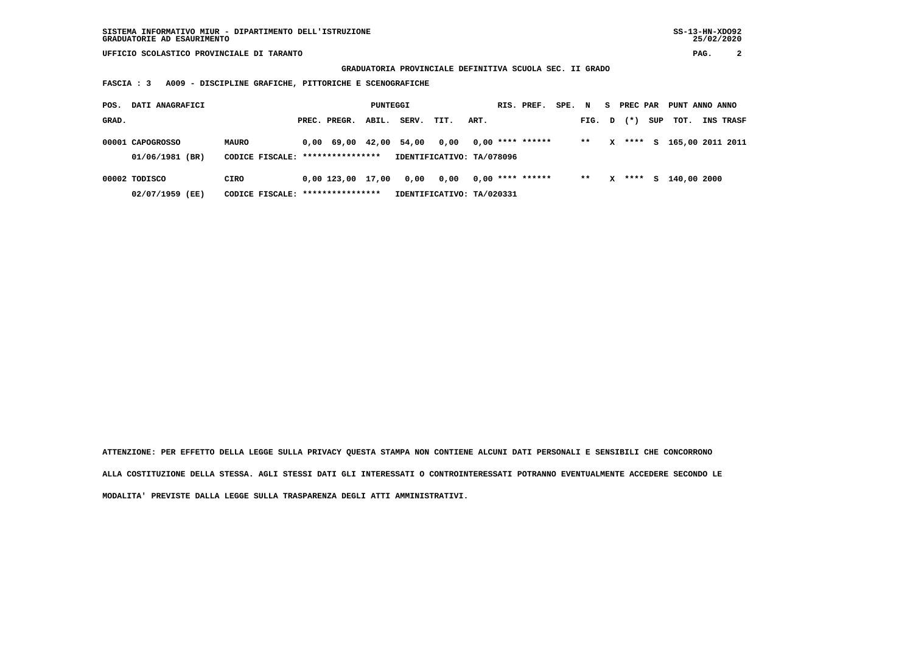SISTEMA INFORMATIVO MIUR - DIPARTIMENTO DELL'ISTRUZIONE
GRADUATORIE AD ESAURIMENTO

UFFICIO SCOLASTICO PROVINCIALE DI TARANTO

**GRADUATORIA PROVINCIALE DEFINITIVA SCUOLA SEC. II GRADO**

**FASCIA : 3 A009 - DISCIPLINE GRAFICHE, PITTORICHE E SCENOGRAFICHE**

| POS. GRAD. | DATI ANAGRAFICI | | PREC. | PREGR. | ABIL. | SERV. | TIT. | ART. | RIS. PREF. | SPE. FIG. | N D | S (*) | PREC PAR SUP | PUNT TOT. | ANNO INS | ANNO TRASF |
|---|---|---|---|---|---|---|---|---|---|---|---|---|---|---|---|---|
| 00001 | CAPOGROSSO | MAURO | 0,00 | 69,00 | 42,00 | 54,00 | 0,00 | 0,00 | **** ****** | ** | X | **** | S | 165,00 | 2011 | 2011 |
| | 01/06/1981 (BR) | CODICE FISCALE: **************** | IDENTIFICATIVO: TA/078096 | | | | | | | | | | | | | |
| 00002 | TODISCO | CIRO | 0,00 | 123,00 | 17,00 | 0,00 | 0,00 | 0,00 | **** ****** | ** | X | **** | S | 140,00 | 2000 | |
| | 02/07/1959 (EE) | CODICE FISCALE: **************** | IDENTIFICATIVO: TA/020331 | | | | | | | | | | | | | |

**ATTENZIONE: PER EFFETTO DELLA LEGGE SULLA PRIVACY QUESTA STAMPA NON CONTIENE ALCUNI DATI PERSONALI E SENSIBILI CHE CONCORRONO ALLA COSTITUZIONE DELLA STESSA. AGLI STESSI DATI GLI INTERESSATI O CONTROINTERESSATI POTRANNO EVENTUALMENTE ACCEDERE SECONDO LE MODALITA' PREVISTE DALLA LEGGE SULLA TRASPARENZA DEGLI ATTI AMMINISTRATIVI.**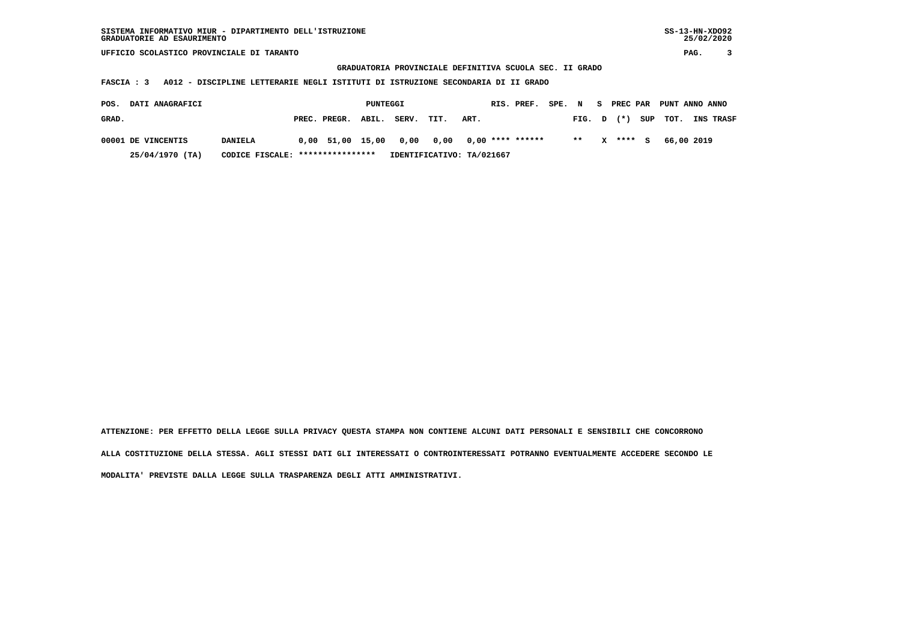SISTEMA INFORMATIVO MIUR - DIPARTIMENTO DELL'ISTRUZIONE
GRADUATORIE AD ESAURIMENTO

SS-13-HN-XDO92
25/02/2020

UFFICIO SCOLASTICO PROVINCIALE DI TARANTO

**GRADUATORIA PROVINCIALE DEFINITIVA SCUOLA SEC. II GRADO**

**FASCIA : 3 A012 - DISCIPLINE LETTERARIE NEGLI ISTITUTI DI ISTRUZIONE SECONDARIA DI II GRADO**

| POS. GRAD. | DATI ANAGRAFICI | | PUNTEGGI PREC. | PREGR. | ABIL. | SERV. | TIT. | ART. | RIS. | PREF. | SPE. | N FIG. | S D | PREC PAR (*) | SUP | PUNT TOT. | ANNO INS | ANNO TRASF |
|---|---|---|---|---|---|---|---|---|---|---|---|---|---|---|---|---|---|---|
| 00001 | DE VINCENTIS 25/04/1970 (TA) | DANIELA CODICE FISCALE: **************** IDENTIFICATIVO: TA/021667 | 0,00 | 51,00 | 15,00 | 0,00 | 0,00 | 0,00 | **** | ****** | | ** | X | **** | S | 66,00 | 2019 | |

ATTENZIONE: PER EFFETTO DELLA LEGGE SULLA PRIVACY QUESTA STAMPA NON CONTIENE ALCUNI DATI PERSONALI E SENSIBILI CHE CONCORRONO ALLA COSTITUZIONE DELLA STESSA. AGLI STESSI DATI GLI INTERESSATI O CONTROINTERESSATI POTRANNO EVENTUALMENTE ACCEDERE SECONDO LE MODALITA' PREVISTE DALLA LEGGE SULLA TRASPARENZA DEGLI ATTI AMMINISTRATIVI.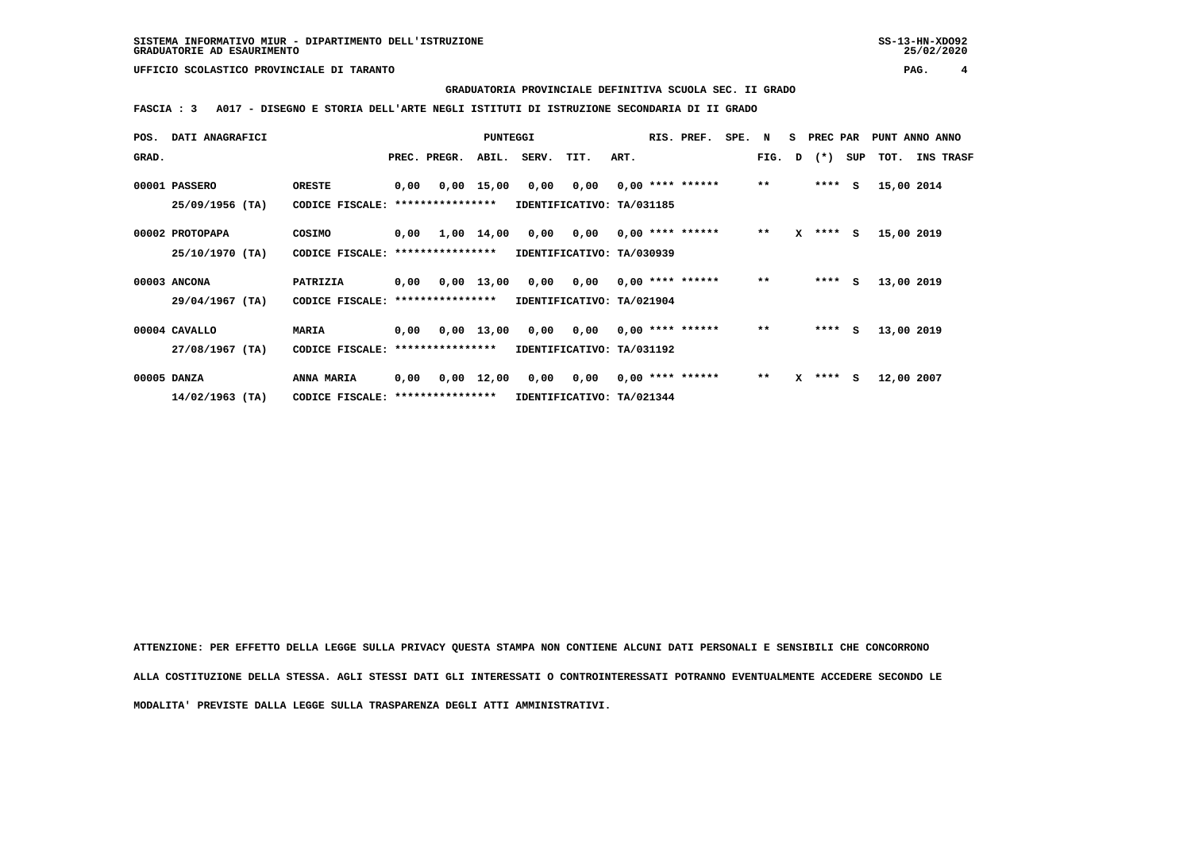SISTEMA INFORMATIVO MIUR - DIPARTIMENTO DELL'ISTRUZIONE
GRADUATORIE AD ESAURIMENTO

UFFICIO SCOLASTICO PROVINCIALE DI TARANTO

**GRADUATORIA PROVINCIALE DEFINITIVA SCUOLA SEC. II GRADO**

**FASCIA : 3 A017 - DISEGNO E STORIA DELL'ARTE NEGLI ISTITUTI DI ISTRUZIONE SECONDARIA DI II GRADO**

| POS. GRAD. | DATI ANAGRAFICI | | PREC. | PREGR. | ABIL. | SERV. | TIT. | ART. | RIS. | PREF. | SPE. | N FIG. | S D | PREC PAR (*) | SUP | PUNT TOT. | ANNO INS TRASF |
|---|---|---|---|---|---|---|---|---|---|---|---|---|---|---|---|---|---|
| 00001 | PASSERO 25/09/1956 (TA) | ORESTE CODICE FISCALE: **************** | 0,00 | 0,00 | 15,00 | 0,00 | 0,00 | 0,00 | **** | ****** | | ** | | **** | S | 15,00 | 2014 |
| | | IDENTIFICATIVO: TA/031185 | | | | | | | | | | | | | | | |
| 00002 | PROTOPAPA 25/10/1970 (TA) | COSIMO CODICE FISCALE: **************** | 0,00 | 1,00 | 14,00 | 0,00 | 0,00 | 0,00 | **** | ****** | | ** | X | **** | S | 15,00 | 2019 |
| | | IDENTIFICATIVO: TA/030939 | | | | | | | | | | | | | | | |
| 00003 | ANCONA 29/04/1967 (TA) | PATRIZIA CODICE FISCALE: **************** | 0,00 | 0,00 | 13,00 | 0,00 | 0,00 | 0,00 | **** | ****** | | ** | | **** | S | 13,00 | 2019 |
| | | IDENTIFICATIVO: TA/021904 | | | | | | | | | | | | | | | |
| 00004 | CAVALLO 27/08/1967 (TA) | MARIA CODICE FISCALE: **************** | 0,00 | 0,00 | 13,00 | 0,00 | 0,00 | 0,00 | **** | ****** | | ** | | **** | S | 13,00 | 2019 |
| | | IDENTIFICATIVO: TA/031192 | | | | | | | | | | | | | | | |
| 00005 | DANZA 14/02/1963 (TA) | ANNA MARIA CODICE FISCALE: **************** | 0,00 | 0,00 | 12,00 | 0,00 | 0,00 | 0,00 | **** | ****** | | ** | X | **** | S | 12,00 | 2007 |
| | | IDENTIFICATIVO: TA/021344 | | | | | | | | | | | | | | | |

ATTENZIONE: PER EFFETTO DELLA LEGGE SULLA PRIVACY QUESTA STAMPA NON CONTIENE ALCUNI DATI PERSONALI E SENSIBILI CHE CONCORRONO ALLA COSTITUZIONE DELLA STESSA. AGLI STESSI DATI GLI INTERESSATI O CONTROINTERESSATI POTRANNO EVENTUALMENTE ACCEDERE SECONDO LE MODALITA' PREVISTE DALLA LEGGE SULLA TRASPARENZA DEGLI ATTI AMMINISTRATIVI.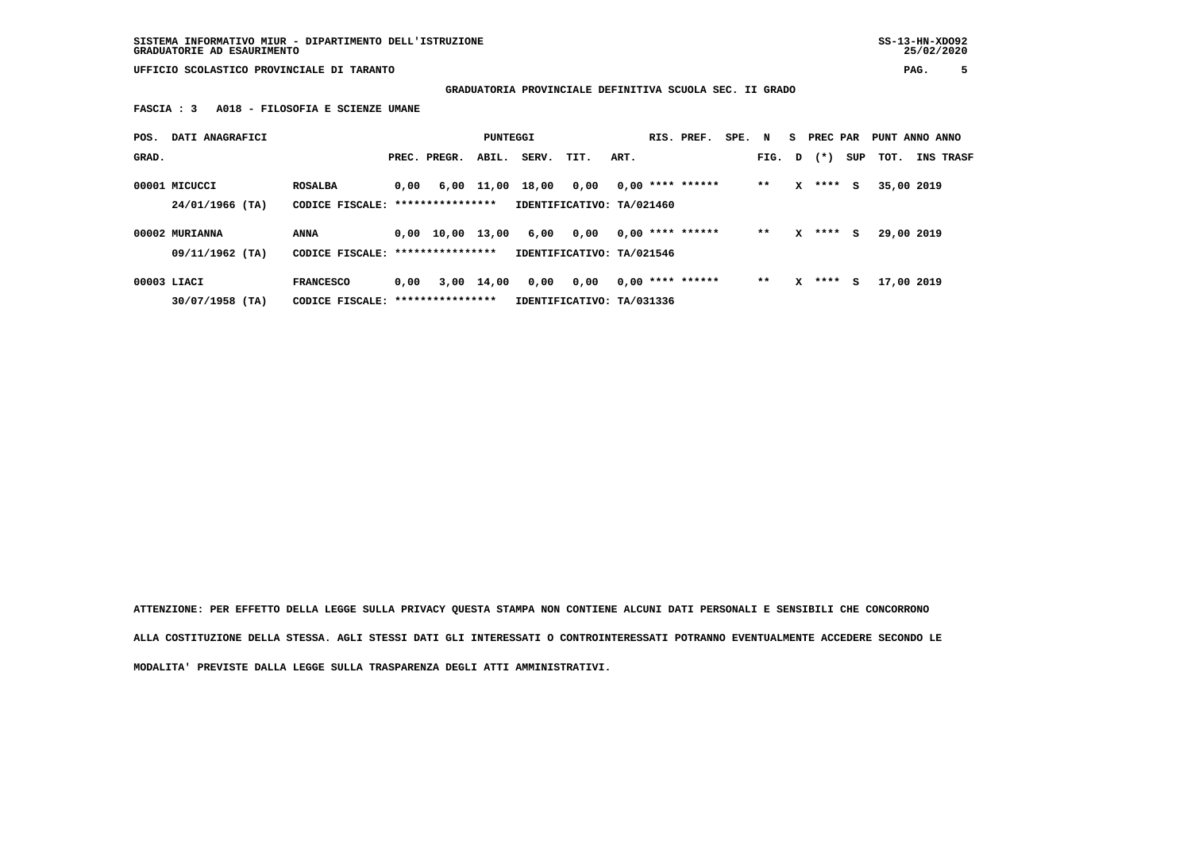SISTEMA INFORMATIVO MIUR - DIPARTIMENTO DELL'ISTRUZIONE
GRADUATORIE AD ESAURIMENTO

UFFICIO SCOLASTICO PROVINCIALE DI TARANTO

**GRADUATORIA PROVINCIALE DEFINITIVA SCUOLA SEC. II GRADO**

**FASCIA : 3 A018 - FILOSOFIA E SCIENZE UMANE**

| POS. GRAD. | DATI ANAGRAFICI | | PREC. | PREGR. | ABIL. | SERV. | TIT. | ART. | RIS. | PREF. | SPE. | N FIG. | S D | PREC PAR (*) | SUP | PUNT TOT. | ANNO INS | ANNO TRASF |
|---|---|---|---|---|---|---|---|---|---|---|---|---|---|---|---|---|---|---|
| 00001 | MICUCCI | ROSALBA | 0,00 | 6,00 | 11,00 | 18,00 | 0,00 | 0,00 | **** | ****** | | ** | X | **** | S | 35,00 | 2019 | |
| | 24/01/1966 (TA) | CODICE FISCALE: **************** | | | | IDENTIFICATIVO: TA/021460 | | | | | | | | | | | | |
| 00002 | MURIANNA | ANNA | 0,00 | 10,00 | 13,00 | 6,00 | 0,00 | 0,00 | **** | ****** | | ** | X | **** | S | 29,00 | 2019 | |
| | 09/11/1962 (TA) | CODICE FISCALE: **************** | | | | IDENTIFICATIVO: TA/021546 | | | | | | | | | | | | |
| 00003 | LIACI | FRANCESCO | 0,00 | 3,00 | 14,00 | 0,00 | 0,00 | 0,00 | **** | ****** | | ** | X | **** | S | 17,00 | 2019 | |
| | 30/07/1958 (TA) | CODICE FISCALE: **************** | | | | IDENTIFICATIVO: TA/031336 | | | | | | | | | | | | |

ATTENZIONE: PER EFFETTO DELLA LEGGE SULLA PRIVACY QUESTA STAMPA NON CONTIENE ALCUNI DATI PERSONALI E SENSIBILI CHE CONCORRONO ALLA COSTITUZIONE DELLA STESSA. AGLI STESSI DATI GLI INTERESSATI O CONTROINTERESSATI POTRANNO EVENTUALMENTE ACCEDERE SECONDO LE MODALITA' PREVISTE DALLA LEGGE SULLA TRASPARENZA DEGLI ATTI AMMINISTRATIVI.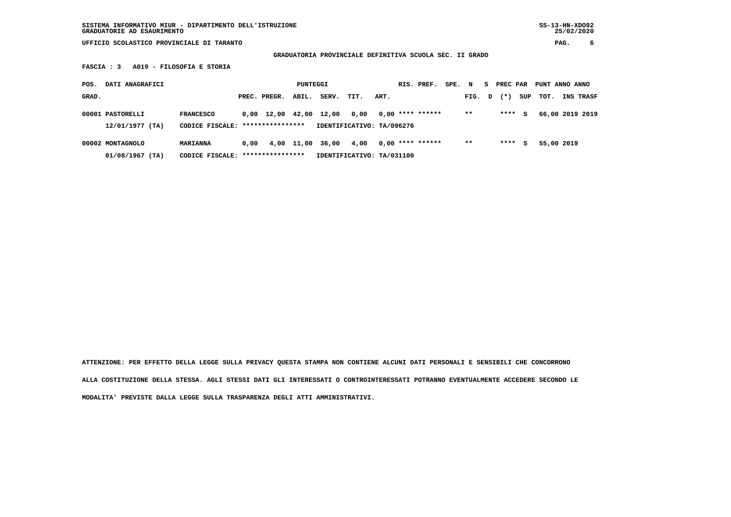SISTEMA INFORMATIVO MIUR - DIPARTIMENTO DELL'ISTRUZIONE
GRADUATORIE AD ESAURIMENTO

SS-13-HN-XDO92
25/02/2020

UFFICIO SCOLASTICO PROVINCIALE DI TARANTO

## GRADUATORIA PROVINCIALE DEFINITIVA SCUOLA SEC. II GRADO

**FASCIA : 3 A019 - FILOSOFIA E STORIA**

| POS. GRAD. | DATI ANAGRAFICI | | PUNTEGGI PREC. | PREGR. | ABIL. | SERV. | TIT. | ART. | RIS. PREF. | SPE. | N FIG. | S D | PREC PAR (*) | SUP | PUNT TOT. | ANNO INS | ANNO TRASF |
|---|---|---|---|---|---|---|---|---|---|---|---|---|---|---|---|---|---|
| 00001 | PASTORELLI | FRANCESCO | 0,00 | 12,00 | 42,00 | 12,00 | 0,00 | 0,00 | **** ****** | | ** | | **** | S | 66,00 | 2019 | 2019 |
| | 12/01/1977 (TA) | CODICE FISCALE: **************** | IDENTIFICATIVO: TA/096276 | | | | | | | | | | | | | | |
| 00002 | MONTAGNOLO | MARIANNA | 0,00 | 4,00 | 11,00 | 36,00 | 4,00 | 0,00 | **** ****** | | ** | | **** | S | 55,00 | 2019 | |
| | 01/08/1967 (TA) | CODICE FISCALE: **************** | IDENTIFICATIVO: TA/031100 | | | | | | | | | | | | | | |

ATTENZIONE: PER EFFETTO DELLA LEGGE SULLA PRIVACY QUESTA STAMPA NON CONTIENE ALCUNI DATI PERSONALI E SENSIBILI CHE CONCORRONO ALLA COSTITUZIONE DELLA STESSA. AGLI STESSI DATI GLI INTERESSATI O CONTROINTERESSATI POTRANNO EVENTUALMENTE ACCEDERE SECONDO LE MODALITA' PREVISTE DALLA LEGGE SULLA TRASPARENZA DEGLI ATTI AMMINISTRATIVI.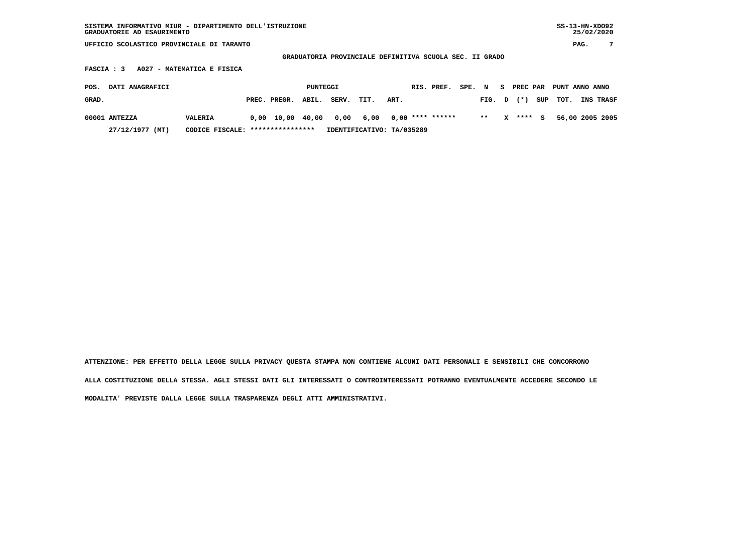SISTEMA INFORMATIVO MIUR - DIPARTIMENTO DELL'ISTRUZIONE
GRADUATORIE AD ESAURIMENTO

UFFICIO SCOLASTICO PROVINCIALE DI TARANTO

GRADUATORIA PROVINCIALE DEFINITIVA SCUOLA SEC. II GRADO

FASCIA : 3 A027 - MATEMATICA E FISICA

| POS. GRAD. | DATI ANAGRAFICI | | PUNTEGGI PREC. | PREGR. | ABIL. | SERV. | TIT. | ART. | RIS. | PREF. | SPE. FIG. | N D | S (*) | PREC PAR SUP | PUNT TOT. | ANNO INS | ANNO TRASF |
|---|---|---|---|---|---|---|---|---|---|---|---|---|---|---|---|---|---|
| 00001 | ANTEZZA | VALERIA | 0,00 | 10,00 | 40,00 | 0,00 | 6,00 | 0,00 | **** | ****** | ** | X | **** | S | 56,00 | 2005 | 2005 |
| | 27/12/1977 (MT) | CODICE FISCALE: **************** | IDENTIFICATIVO: TA/035289 | | | | | | | | | | | | | | |

ATTENZIONE: PER EFFETTO DELLA LEGGE SULLA PRIVACY QUESTA STAMPA NON CONTIENE ALCUNI DATI PERSONALI E SENSIBILI CHE CONCORRONO ALLA COSTITUZIONE DELLA STESSA. AGLI STESSI DATI GLI INTERESSATI O CONTROINTERESSATI POTRANNO EVENTUALMENTE ACCEDERE SECONDO LE MODALITA' PREVISTE DALLA LEGGE SULLA TRASPARENZA DEGLI ATTI AMMINISTRATIVI.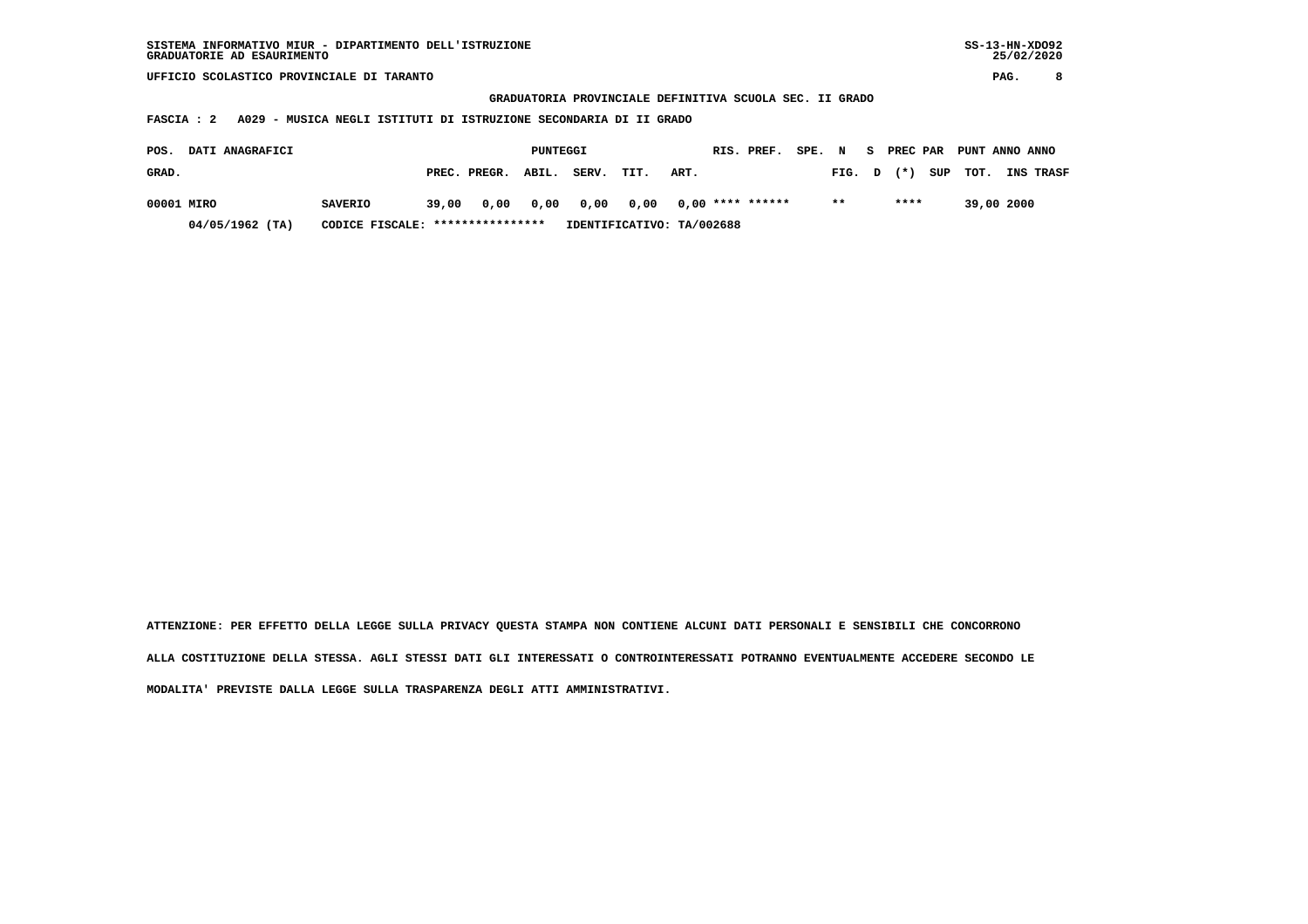SISTEMA INFORMATIVO MIUR - DIPARTIMENTO DELL'ISTRUZIONE
GRADUATORIE AD ESAURIMENTO

UFFICIO SCOLASTICO PROVINCIALE DI TARANTO

GRADUATORIA PROVINCIALE DEFINITIVA SCUOLA SEC. II GRADO

FASCIA : 2 A029 - MUSICA NEGLI ISTITUTI DI ISTRUZIONE SECONDARIA DI II GRADO

| POS. GRAD. | DATI ANAGRAFICI | | PUNTEGGI PREC. | PREGR. | ABIL. | SERV. | TIT. | ART. | RIS. | PREF. | SPE. | N FIG. | S D | PREC PAR (*) | SUP | PUNT TOT. | ANNO INS | ANNO TRASF |
|---|---|---|---|---|---|---|---|---|---|---|---|---|---|---|---|---|---|---|
| 00001 | MIRO | SAVERIO | 39,00 | 0,00 | 0,00 | 0,00 | 0,00 | 0,00 | **** | ****** | | ** | | **** | | 39,00 | 2000 | |
| | 04/05/1962 (TA) | CODICE FISCALE: **************** | IDENTIFICATIVO: TA/002688 | | | | | | | | | | | | | | | |

ATTENZIONE: PER EFFETTO DELLA LEGGE SULLA PRIVACY QUESTA STAMPA NON CONTIENE ALCUNI DATI PERSONALI E SENSIBILI CHE CONCORRONO ALLA COSTITUZIONE DELLA STESSA. AGLI STESSI DATI GLI INTERESSATI O CONTROINTERESSATI POTRANNO EVENTUALMENTE ACCEDERE SECONDO LE MODALITA' PREVISTE DALLA LEGGE SULLA TRASPARENZA DEGLI ATTI AMMINISTRATIVI.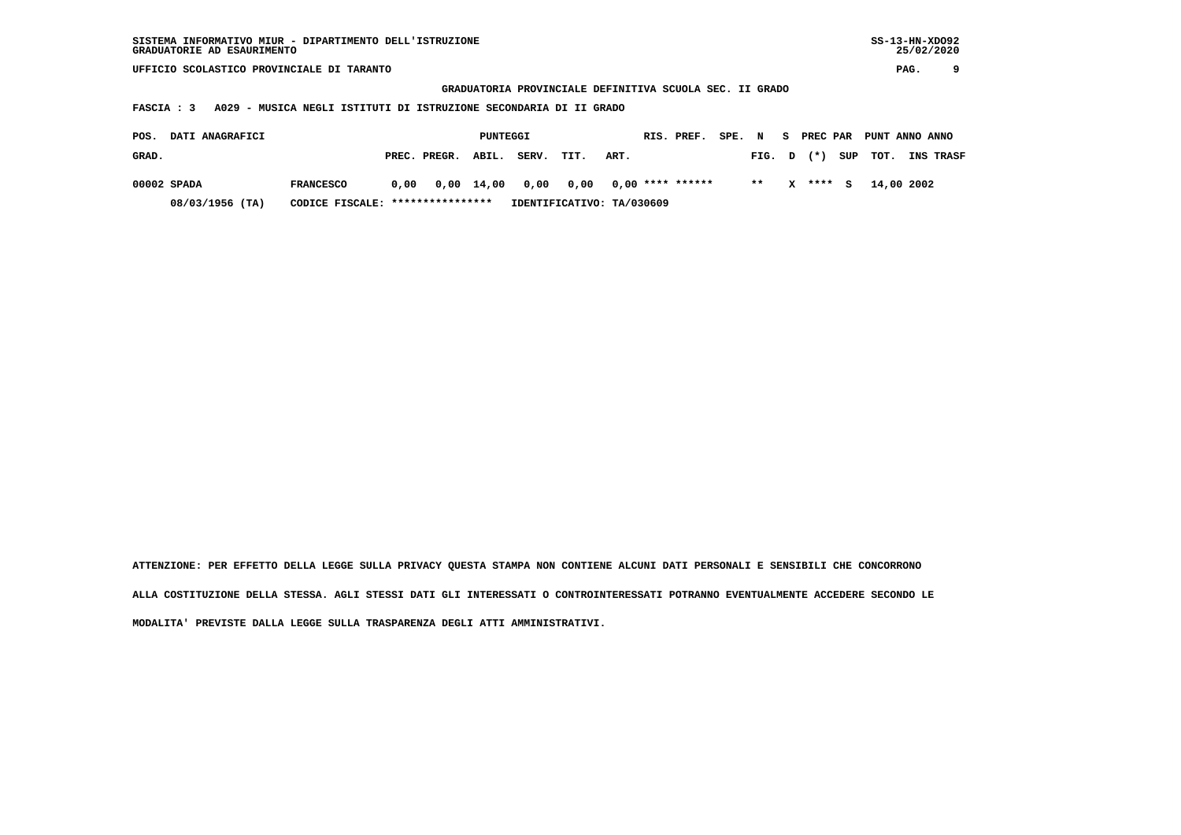SISTEMA INFORMATIVO MIUR - DIPARTIMENTO DELL'ISTRUZIONE
GRADUATORIE AD ESAURIMENTO

UFFICIO SCOLASTICO PROVINCIALE DI TARANTO

**GRADUATORIA PROVINCIALE DEFINITIVA SCUOLA SEC. II GRADO**

**FASCIA : 3 A029 - MUSICA NEGLI ISTITUTI DI ISTRUZIONE SECONDARIA DI II GRADO**

| POS. GRAD. | DATI ANAGRAFICI | | PUNTEGGI PREC. | PREGR. | ABIL. | SERV. | TIT. | ART. | RIS. | PREF. | SPE. | N FIG. | S D | PREC PAR (*) | SUP | PUNT TOT. | ANNO INS | ANNO TRASF |
|---|---|---|---|---|---|---|---|---|---|---|---|---|---|---|---|---|---|---|
| 00002 | SPADA | FRANCESCO | 0,00 | 0,00 | 14,00 | 0,00 | 0,00 | 0,00 | **** | ****** | | ** | X | **** | S | 14,00 | 2002 | |
| | 08/03/1956 (TA) | CODICE FISCALE: **************** | IDENTIFICATIVO: TA/030609 | | | | | | | | | | | | | | | |

ATTENZIONE: PER EFFETTO DELLA LEGGE SULLA PRIVACY QUESTA STAMPA NON CONTIENE ALCUNI DATI PERSONALI E SENSIBILI CHE CONCORRONO ALLA COSTITUZIONE DELLA STESSA. AGLI STESSI DATI GLI INTERESSATI O CONTROINTERESSATI POTRANNO EVENTUALMENTE ACCEDERE SECONDO LE MODALITA' PREVISTE DALLA LEGGE SULLA TRASPARENZA DEGLI ATTI AMMINISTRATIVI.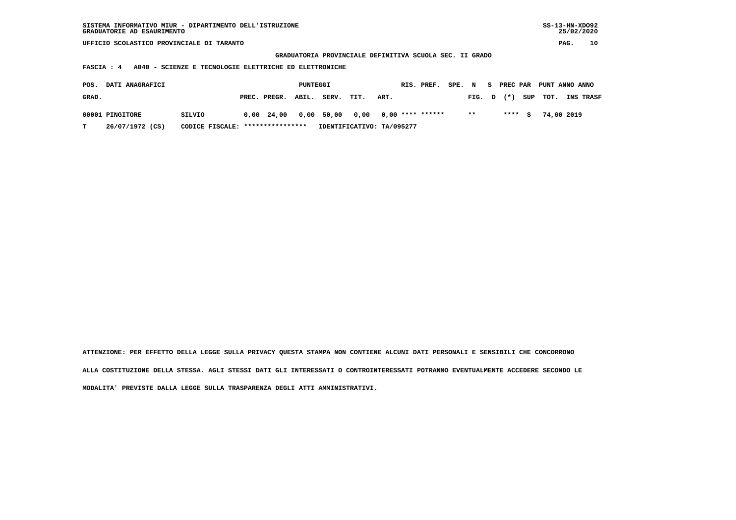SISTEMA INFORMATIVO MIUR - DIPARTIMENTO DELL'ISTRUZIONE
GRADUATORIE AD ESAURIMENTO

SS-13-HN-XDO92
25/02/2020

UFFICIO SCOLASTICO PROVINCIALE DI TARANTO

**GRADUATORIA PROVINCIALE DEFINITIVA SCUOLA SEC. II GRADO**

**FASCIA : 4 A040 - SCIENZE E TECNOLOGIE ELETTRICHE ED ELETTRONICHE**

| POS. GRAD. | DATI ANAGRAFICI | | PUNTEGGI PREC. | PREGR. | ABIL. | SERV. | TIT. | ART. | RIS. | PREF. | SPE. | N FIG. | S D | PREC PAR (*) | SUP | PUNT TOT. | ANNO INS | ANNO TRASF |
|---|---|---|---|---|---|---|---|---|---|---|---|---|---|---|---|---|---|---|
| 00001 | PINGITORE | SILVIO | 0,00 | 24,00 | 0,00 | 50,00 | 0,00 | 0,00 | **** | ****** | | ** | | **** | S | 74,00 | 2019 | |
| T | 26/07/1972 (CS) | CODICE FISCALE: **************** | IDENTIFICATIVO: TA/095277 | | | | | | | | | | | | | | | |

ATTENZIONE: PER EFFETTO DELLA LEGGE SULLA PRIVACY QUESTA STAMPA NON CONTIENE ALCUNI DATI PERSONALI E SENSIBILI CHE CONCORRONO ALLA COSTITUZIONE DELLA STESSA. AGLI STESSI DATI GLI INTERESSATI O CONTROINTERESSATI POTRANNO EVENTUALMENTE ACCEDERE SECONDO LE MODALITA' PREVISTE DALLA LEGGE SULLA TRASPARENZA DEGLI ATTI AMMINISTRATIVI.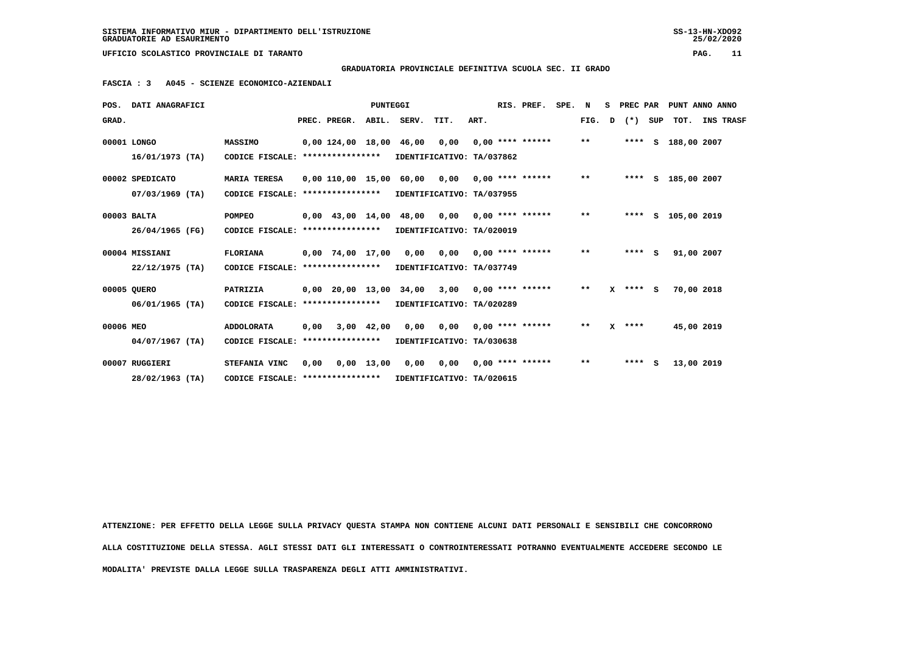SISTEMA INFORMATIVO MIUR - DIPARTIMENTO DELL'ISTRUZIONE
GRADUATORIE AD ESAURIMENTO

UFFICIO SCOLASTICO PROVINCIALE DI TARANTO

**GRADUATORIA PROVINCIALE DEFINITIVA SCUOLA SEC. II GRADO**

**FASCIA : 3 A045 - SCIENZE ECONOMICO-AZIENDALI**

| POS. GRAD. | DATI ANAGRAFICI | | PREC. | PREGR. | ABIL. | SERV. | TIT. | ART. | RIS. | PREF. | SPE. N FIG. | S D | PREC PAR (*) | SUP | PUNT ANNO TOT. | ANNO INS TRASF |
|---|---|---|---|---|---|---|---|---|---|---|---|---|---|---|---|---|
| 00001 | LONGO 16/01/1973 (TA) | MASSIMO CODICE FISCALE: **************** IDENTIFICATIVO: TA/037862 | 0,00 | 124,00 | 18,00 | 46,00 | 0,00 | 0,00 | **** | ****** | ** | | **** | S | 188,00 | 2007 |
| 00002 | SPEDICATO 07/03/1969 (TA) | MARIA TERESA CODICE FISCALE: **************** IDENTIFICATIVO: TA/037955 | 0,00 | 110,00 | 15,00 | 60,00 | 0,00 | 0,00 | **** | ****** | ** | | **** | S | 185,00 | 2007 |
| 00003 | BALTA 26/04/1965 (FG) | POMPEO CODICE FISCALE: **************** IDENTIFICATIVO: TA/020019 | 0,00 | 43,00 | 14,00 | 48,00 | 0,00 | 0,00 | **** | ****** | ** | | **** | S | 105,00 | 2019 |
| 00004 | MISSIANI 22/12/1975 (TA) | FLORIANA CODICE FISCALE: **************** IDENTIFICATIVO: TA/037749 | 0,00 | 74,00 | 17,00 | 0,00 | 0,00 | 0,00 | **** | ****** | ** | | **** | S | 91,00 | 2007 |
| 00005 | QUERO 06/01/1965 (TA) | PATRIZIA CODICE FISCALE: **************** IDENTIFICATIVO: TA/020289 | 0,00 | 20,00 | 13,00 | 34,00 | 3,00 | 0,00 | **** | ****** | ** | X | **** | S | 70,00 | 2018 |
| 00006 | MEO 04/07/1967 (TA) | ADDOLORATA CODICE FISCALE: **************** IDENTIFICATIVO: TA/030638 | 0,00 | 3,00 | 42,00 | 0,00 | 0,00 | 0,00 | **** | ****** | ** | X | **** | | 45,00 | 2019 |
| 00007 | RUGGIERI 28/02/1963 (TA) | STEFANIA VINC CODICE FISCALE: **************** IDENTIFICATIVO: TA/020615 | 0,00 | 0,00 | 13,00 | 0,00 | 0,00 | 0,00 | **** | ****** | ** | | **** | S | 13,00 | 2019 |

ATTENZIONE: PER EFFETTO DELLA LEGGE SULLA PRIVACY QUESTA STAMPA NON CONTIENE ALCUNI DATI PERSONALI E SENSIBILI CHE CONCORRONO ALLA COSTITUZIONE DELLA STESSA. AGLI STESSI DATI GLI INTERESSATI O CONTROINTERESSATI POTRANNO EVENTUALMENTE ACCEDERE SECONDO LE MODALITA' PREVISTE DALLA LEGGE SULLA TRASPARENZA DEGLI ATTI AMMINISTRATIVI.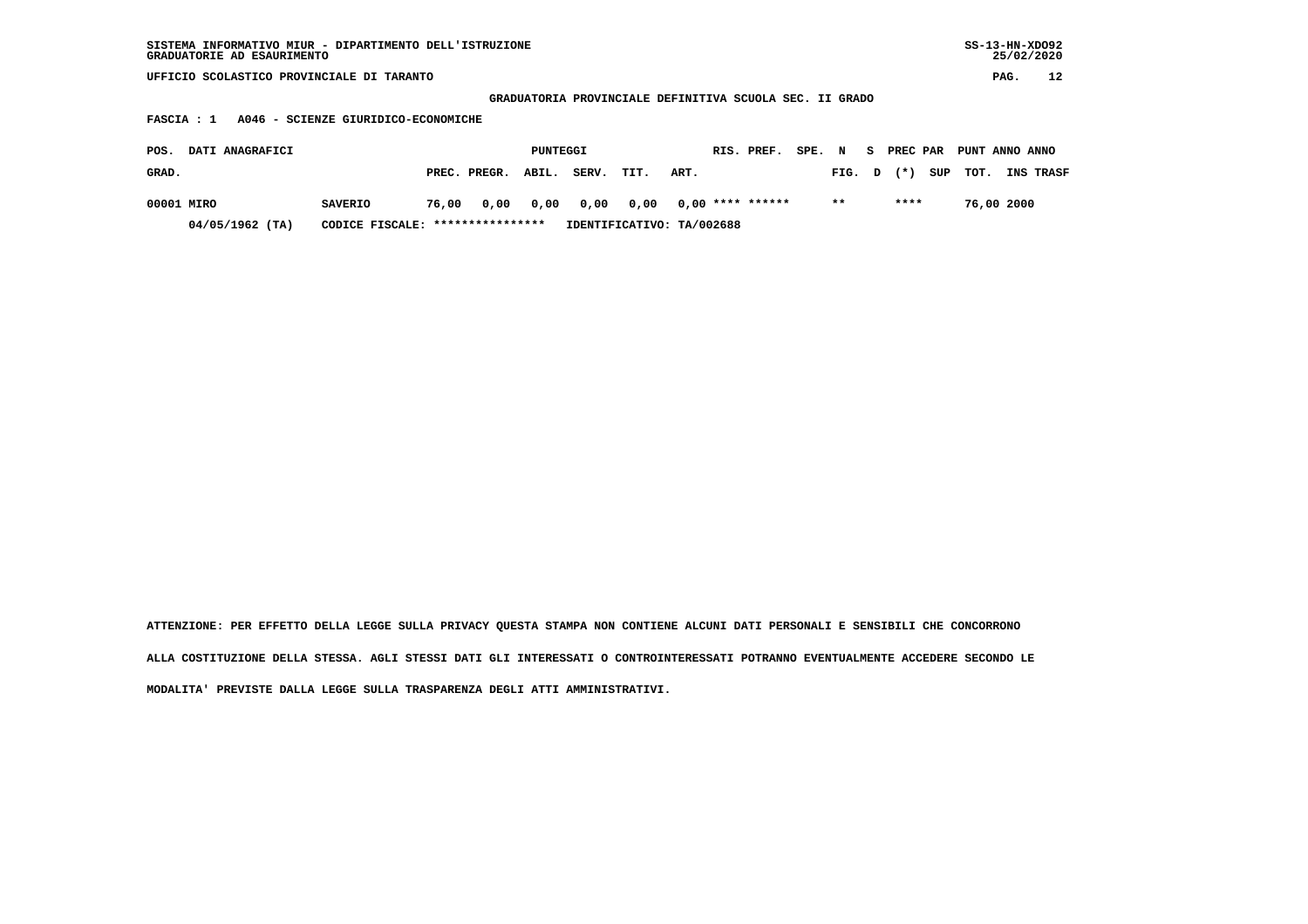SISTEMA INFORMATIVO MIUR - DIPARTIMENTO DELL'ISTRUZIONE
GRADUATORIE AD ESAURIMENTO

SS-13-HN-XDO92
25/02/2020

UFFICIO SCOLASTICO PROVINCIALE DI TARANTO

**GRADUATORIA PROVINCIALE DEFINITIVA SCUOLA SEC. II GRADO**

**FASCIA : 1 A046 - SCIENZE GIURIDICO-ECONOMICHE**

| POS. GRAD. | DATI ANAGRAFICI | | PUNTEGGI PREC. | PREGR. | ABIL. | SERV. | TIT. | ART. | RIS. | PREF. | SPE. | N FIG. | S D | PREC PAR (*) | SUP | PUNT TOT. | ANNO INS | ANNO TRASF |
|---|---|---|---|---|---|---|---|---|---|---|---|---|---|---|---|---|---|---|
| 00001 | MIRO | SAVERIO | 76,00 | 0,00 | 0,00 | 0,00 | 0,00 | 0,00 | **** | ****** | | ** | | **** | | 76,00 | 2000 | |
| | 04/05/1962 (TA) | CODICE FISCALE: **************** | IDENTIFICATIVO: TA/002688 | | | | | | | | | | | | | | | |

ATTENZIONE: PER EFFETTO DELLA LEGGE SULLA PRIVACY QUESTA STAMPA NON CONTIENE ALCUNI DATI PERSONALI E SENSIBILI CHE CONCORRONO ALLA COSTITUZIONE DELLA STESSA. AGLI STESSI DATI GLI INTERESSATI O CONTROINTERESSATI POTRANNO EVENTUALMENTE ACCEDERE SECONDO LE MODALITA' PREVISTE DALLA LEGGE SULLA TRASPARENZA DEGLI ATTI AMMINISTRATIVI.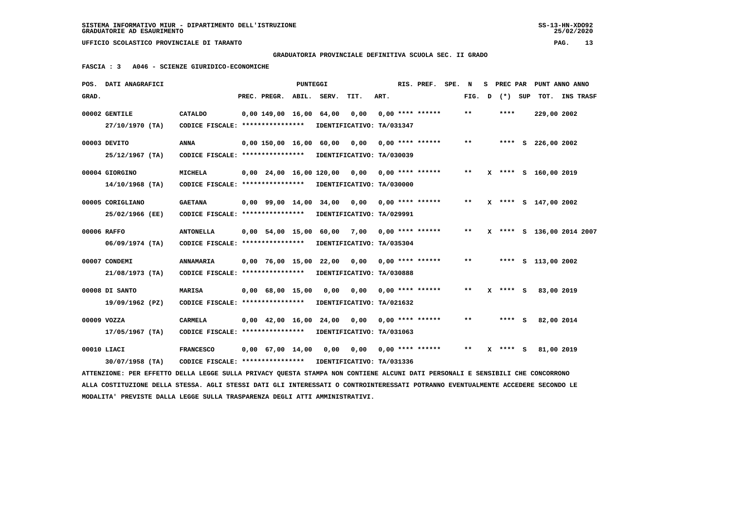SISTEMA INFORMATIVO MIUR - DIPARTIMENTO DELL'ISTRUZIONE
GRADUATORIE AD ESAURIMENTO

UFFICIO SCOLASTICO PROVINCIALE DI TARANTO

GRADUATORIA PROVINCIALE DEFINITIVA SCUOLA SEC. II GRADO

FASCIA : 3   A046 - SCIENZE GIURIDICO-ECONOMICHE

| POS. GRAD. | DATI ANAGRAFICI | | PREC. | PREGR. | ABIL. | SERV. | TIT. | ART. | RIS. PREF. | SPE. N FIG. | S D | PREC PAR (*) | SUP | PUNT TOT. | ANNO INS | ANNO TRASF |
|---|---|---|---|---|---|---|---|---|---|---|---|---|---|---|---|---|
| 00002 | GENTILE 27/10/1970 (TA) | CATALDO CODICE FISCALE: **************** IDENTIFICATIVO: TA/031347 | 0,00 | 149,00 | 16,00 | 64,00 | 0,00 | 0,00 | **** ****** | ** | | **** | | 229,00 | 2002 | |
| 00003 | DEVITO 25/12/1967 (TA) | ANNA CODICE FISCALE: **************** IDENTIFICATIVO: TA/030039 | 0,00 | 150,00 | 16,00 | 60,00 | 0,00 | 0,00 | **** ****** | ** | | **** | S | 226,00 | 2002 | |
| 00004 | GIORGINO 14/10/1968 (TA) | MICHELA CODICE FISCALE: **************** IDENTIFICATIVO: TA/030000 | 0,00 | 24,00 | 16,00 | 120,00 | 0,00 | 0,00 | **** ****** | ** | X | **** | S | 160,00 | 2019 | |
| 00005 | CORIGLIANO 25/02/1966 (EE) | GAETANA CODICE FISCALE: **************** IDENTIFICATIVO: TA/029991 | 0,00 | 99,00 | 14,00 | 34,00 | 0,00 | 0,00 | **** ****** | ** | X | **** | S | 147,00 | 2002 | |
| 00006 | RAFFO 06/09/1974 (TA) | ANTONELLA CODICE FISCALE: **************** IDENTIFICATIVO: TA/035304 | 0,00 | 54,00 | 15,00 | 60,00 | 7,00 | 0,00 | **** ****** | ** | X | **** | S | 136,00 | 2014 | 2007 |
| 00007 | CONDEMI 21/08/1973 (TA) | ANNAMARIA CODICE FISCALE: **************** IDENTIFICATIVO: TA/030888 | 0,00 | 76,00 | 15,00 | 22,00 | 0,00 | 0,00 | **** ****** | ** | | **** | S | 113,00 | 2002 | |
| 00008 | DI SANTO 19/09/1962 (PZ) | MARISA CODICE FISCALE: **************** IDENTIFICATIVO: TA/021632 | 0,00 | 68,00 | 15,00 | 0,00 | 0,00 | 0,00 | **** ****** | ** | X | **** | S | 83,00 | 2019 | |
| 00009 | VOZZA 17/05/1967 (TA) | CARMELA CODICE FISCALE: **************** IDENTIFICATIVO: TA/031063 | 0,00 | 42,00 | 16,00 | 24,00 | 0,00 | 0,00 | **** ****** | ** | | **** | S | 82,00 | 2014 | |
| 00010 | LIACI 30/07/1958 (TA) | FRANCESCO CODICE FISCALE: **************** IDENTIFICATIVO: TA/031336 | 0,00 | 67,00 | 14,00 | 0,00 | 0,00 | 0,00 | **** ****** | ** | X | **** | S | 81,00 | 2019 | |

ATTENZIONE: PER EFFETTO DELLA LEGGE SULLA PRIVACY QUESTA STAMPA NON CONTIENE ALCUNI DATI PERSONALI E SENSIBILI CHE CONCORRONO ALLA COSTITUZIONE DELLA STESSA. AGLI STESSI DATI GLI INTERESSATI O CONTROINTERESSATI POTRANNO EVENTUALMENTE ACCEDERE SECONDO LE MODALITA' PREVISTE DALLA LEGGE SULLA TRASPARENZA DEGLI ATTI AMMINISTRATIVI.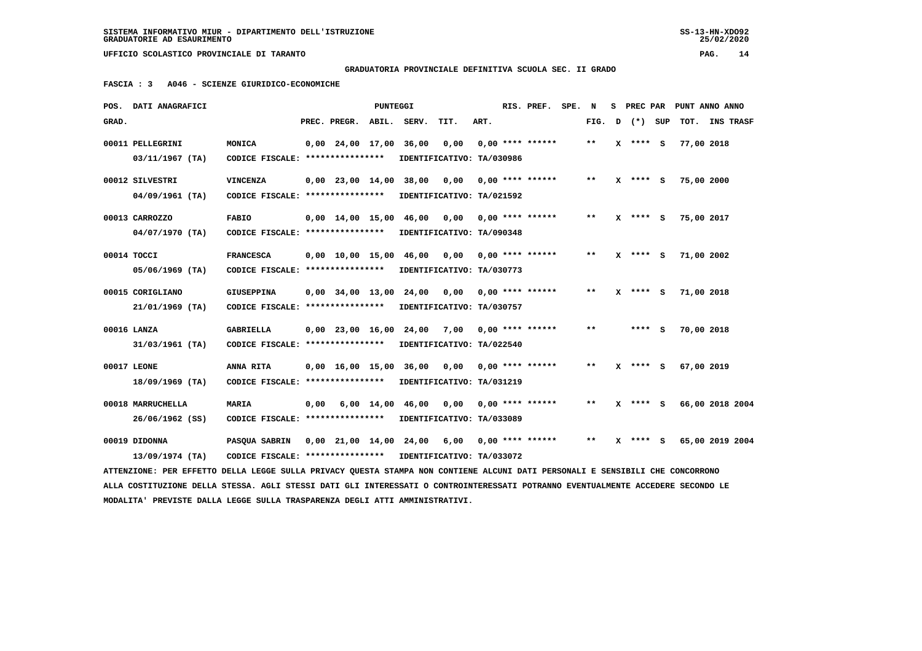SISTEMA INFORMATIVO MIUR - DIPARTIMENTO DELL'ISTRUZIONE
GRADUATORIE AD ESAURIMENTO

UFFICIO SCOLASTICO PROVINCIALE DI TARANTO

**GRADUATORIA PROVINCIALE DEFINITIVA SCUOLA SEC. II GRADO**

**FASCIA : 3 A046 - SCIENZE GIURIDICO-ECONOMICHE**

| POS. GRAD. | DATI ANAGRAFICI | | PREC. | PREGR. | ABIL. | SERV. | TIT. | ART. | RIS. PREF. | SPE. | N FIG. | S D | PREC PAR (*) | SUP | PUNT TOT. | ANNO | ANNO INS TRASF |
|---|---|---|---|---|---|---|---|---|---|---|---|---|---|---|---|---|---|
| 00011 | PELLEGRINI 03/11/1967 (TA) | MONICA CODICE FISCALE: **************** | 0,00 | 24,00 | 17,00 | 36,00 | 0,00 | 0,00 | **** ****** IDENTIFICATIVO: TA/030986 | | ** | X | **** | S | 77,00 | 2018 | |
| 00012 | SILVESTRI 04/09/1961 (TA) | VINCENZA CODICE FISCALE: **************** | 0,00 | 23,00 | 14,00 | 38,00 | 0,00 | 0,00 | **** ****** IDENTIFICATIVO: TA/021592 | | ** | X | **** | S | 75,00 | 2000 | |
| 00013 | CARROZZO 04/07/1970 (TA) | FABIO CODICE FISCALE: **************** | 0,00 | 14,00 | 15,00 | 46,00 | 0,00 | 0,00 | **** ****** IDENTIFICATIVO: TA/090348 | | ** | X | **** | S | 75,00 | 2017 | |
| 00014 | TOCCI 05/06/1969 (TA) | FRANCESCA CODICE FISCALE: **************** | 0,00 | 10,00 | 15,00 | 46,00 | 0,00 | 0,00 | **** ****** IDENTIFICATIVO: TA/030773 | | ** | X | **** | S | 71,00 | 2002 | |
| 00015 | CORIGLIANO 21/01/1969 (TA) | GIUSEPPINA CODICE FISCALE: **************** | 0,00 | 34,00 | 13,00 | 24,00 | 0,00 | 0,00 | **** ****** IDENTIFICATIVO: TA/030757 | | ** | X | **** | S | 71,00 | 2018 | |
| 00016 | LANZA 31/03/1961 (TA) | GABRIELLA CODICE FISCALE: **************** | 0,00 | 23,00 | 16,00 | 24,00 | 7,00 | 0,00 | **** ****** IDENTIFICATIVO: TA/022540 | | ** | | **** | S | 70,00 | 2018 | |
| 00017 | LEONE 18/09/1969 (TA) | ANNA RITA CODICE FISCALE: **************** | 0,00 | 16,00 | 15,00 | 36,00 | 0,00 | 0,00 | **** ****** IDENTIFICATIVO: TA/031219 | | ** | X | **** | S | 67,00 | 2019 | |
| 00018 | MARRUCHELLA 26/06/1962 (SS) | MARIA CODICE FISCALE: **************** | 0,00 | 6,00 | 14,00 | 46,00 | 0,00 | 0,00 | **** ****** IDENTIFICATIVO: TA/033089 | | ** | X | **** | S | 66,00 | 2018 | 2004 |
| 00019 | DIDONNA 13/09/1974 (TA) | PASQUA SABRIN CODICE FISCALE: **************** | 0,00 | 21,00 | 14,00 | 24,00 | 6,00 | 0,00 | **** ****** IDENTIFICATIVO: TA/033072 | | ** | X | **** | S | 65,00 | 2019 | 2004 |

ATTENZIONE: PER EFFETTO DELLA LEGGE SULLA PRIVACY QUESTA STAMPA NON CONTIENE ALCUNI DATI PERSONALI E SENSIBILI CHE CONCORRONO ALLA COSTITUZIONE DELLA STESSA. AGLI STESSI DATI GLI INTERESSATI O CONTROINTERESSATI POTRANNO EVENTUALMENTE ACCEDERE SECONDO LE MODALITA' PREVISTE DALLA LEGGE SULLA TRASPARENZA DEGLI ATTI AMMINISTRATIVI.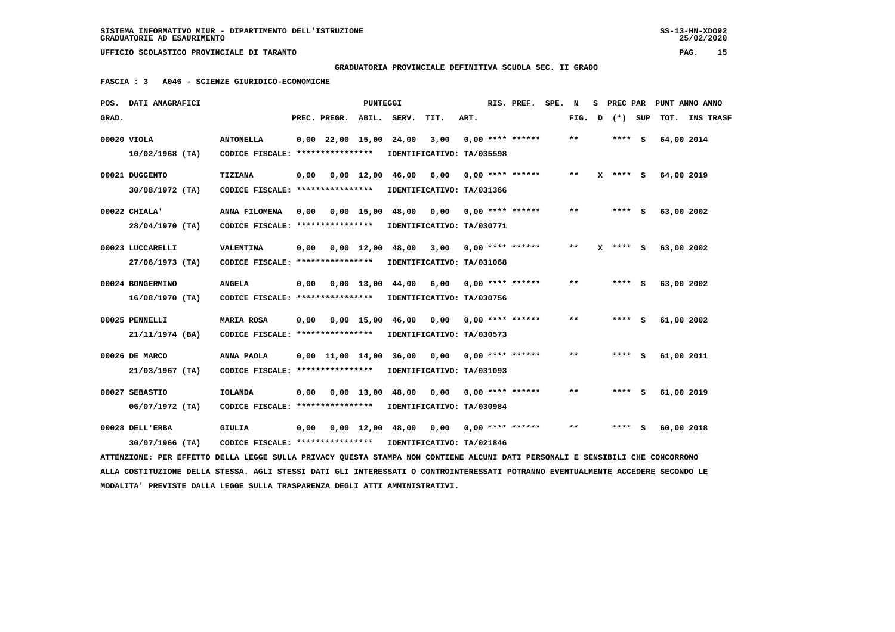SISTEMA INFORMATIVO MIUR - DIPARTIMENTO DELL'ISTRUZIONE
GRADUATORIE AD ESAURIMENTO

UFFICIO SCOLASTICO PROVINCIALE DI TARANTO

GRADUATORIA PROVINCIALE DEFINITIVA SCUOLA SEC. II GRADO

FASCIA : 3 A046 - SCIENZE GIURIDICO-ECONOMICHE

| POS. GRAD. | DATI ANAGRAFICI | | PREC. | PREGR. | ABIL. | SERV. | TIT. | ART. | RIS. PREF. | SPE. | N FIG. | S D | PREC PAR (*) | SUP | PUNT ANNO TOT. | ANNO INS TRASF |
|---|---|---|---|---|---|---|---|---|---|---|---|---|---|---|---|---|
| 00020 | VIOLA | ANTONELLA | 0,00 | 22,00 | 15,00 | 24,00 | 3,00 | 0,00 | **** ****** | | ** | | **** | S | 64,00 | 2014 |
| | 10/02/1968 (TA) | CODICE FISCALE: **************** | IDENTIFICATIVO: TA/035598 | | | | | | | | | | | | | |
| 00021 | DUGGENTO | TIZIANA | 0,00 | 0,00 | 12,00 | 46,00 | 6,00 | 0,00 | **** ****** | | ** | X | **** | S | 64,00 | 2019 |
| | 30/08/1972 (TA) | CODICE FISCALE: **************** | IDENTIFICATIVO: TA/031366 | | | | | | | | | | | | | |
| 00022 | CHIALA' | ANNA FILOMENA | 0,00 | 0,00 | 15,00 | 48,00 | 0,00 | 0,00 | **** ****** | | ** | | **** | S | 63,00 | 2002 |
| | 28/04/1970 (TA) | CODICE FISCALE: **************** | IDENTIFICATIVO: TA/030771 | | | | | | | | | | | | | |
| 00023 | LUCCARELLI | VALENTINA | 0,00 | 0,00 | 12,00 | 48,00 | 3,00 | 0,00 | **** ****** | | ** | X | **** | S | 63,00 | 2002 |
| | 27/06/1973 (TA) | CODICE FISCALE: **************** | IDENTIFICATIVO: TA/031068 | | | | | | | | | | | | | |
| 00024 | BONGERMINO | ANGELA | 0,00 | 0,00 | 13,00 | 44,00 | 6,00 | 0,00 | **** ****** | | ** | | **** | S | 63,00 | 2002 |
| | 16/08/1970 (TA) | CODICE FISCALE: **************** | IDENTIFICATIVO: TA/030756 | | | | | | | | | | | | | |
| 00025 | PENNELLI | MARIA ROSA | 0,00 | 0,00 | 15,00 | 46,00 | 0,00 | 0,00 | **** ****** | | ** | | **** | S | 61,00 | 2002 |
| | 21/11/1974 (BA) | CODICE FISCALE: **************** | IDENTIFICATIVO: TA/030573 | | | | | | | | | | | | | |
| 00026 | DE MARCO | ANNA PAOLA | 0,00 | 11,00 | 14,00 | 36,00 | 0,00 | 0,00 | **** ****** | | ** | | **** | S | 61,00 | 2011 |
| | 21/03/1967 (TA) | CODICE FISCALE: **************** | IDENTIFICATIVO: TA/031093 | | | | | | | | | | | | | |
| 00027 | SEBASTIO | IOLANDA | 0,00 | 0,00 | 13,00 | 48,00 | 0,00 | 0,00 | **** ****** | | ** | | **** | S | 61,00 | 2019 |
| | 06/07/1972 (TA) | CODICE FISCALE: **************** | IDENTIFICATIVO: TA/030984 | | | | | | | | | | | | | |
| 00028 | DELL'ERBA | GIULIA | 0,00 | 0,00 | 12,00 | 48,00 | 0,00 | 0,00 | **** ****** | | ** | | **** | S | 60,00 | 2018 |
| | 30/07/1966 (TA) | CODICE FISCALE: **************** | IDENTIFICATIVO: TA/021846 | | | | | | | | | | | | | |

ATTENZIONE: PER EFFETTO DELLA LEGGE SULLA PRIVACY QUESTA STAMPA NON CONTIENE ALCUNI DATI PERSONALI E SENSIBILI CHE CONCORRONO ALLA COSTITUZIONE DELLA STESSA. AGLI STESSI DATI GLI INTERESSATI O CONTROINTERESSATI POTRANNO EVENTUALMENTE ACCEDERE SECONDO LE MODALITA' PREVISTE DALLA LEGGE SULLA TRASPARENZA DEGLI ATTI AMMINISTRATIVI.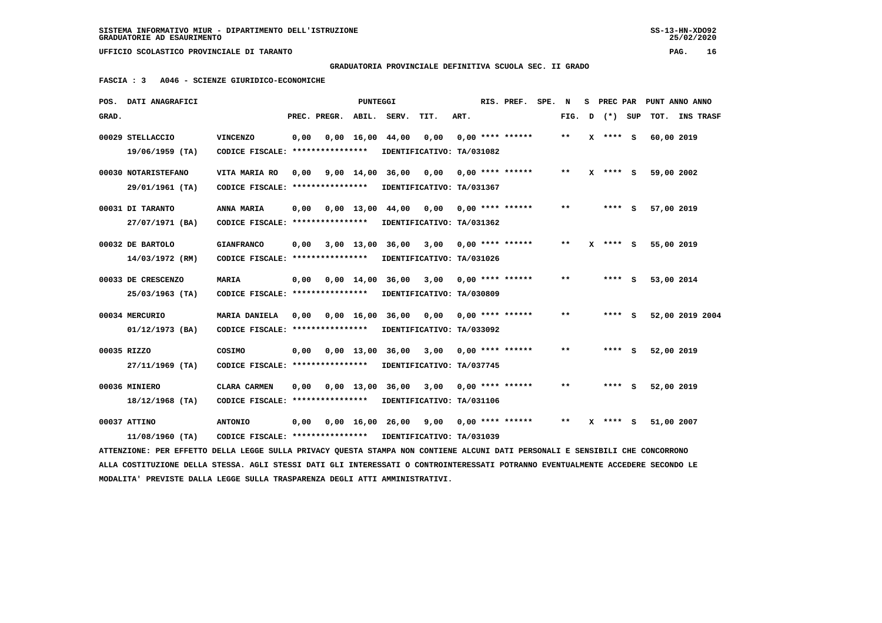SISTEMA INFORMATIVO MIUR - DIPARTIMENTO DELL'ISTRUZIONE
GRADUATORIE AD ESAURIMENTO

UFFICIO SCOLASTICO PROVINCIALE DI TARANTO

**GRADUATORIA PROVINCIALE DEFINITIVA SCUOLA SEC. II GRADO**

**FASCIA : 3   A046 - SCIENZE GIURIDICO-ECONOMICHE**

| POS. GRAD. | DATI ANAGRAFICI | | PREC. | PREGR. | ABIL. | SERV. | TIT. | ART. | RIS. PREF. | SPE. N FIG. | S D | PREC PAR (*) | SUP | PUNT TOT. | ANNO | INS TRASF |
|---|---|---|---|---|---|---|---|---|---|---|---|---|---|---|---|---|
| 00029 | STELLACCIO 19/06/1959 (TA) | VINCENZO CODICE FISCALE: **************** IDENTIFICATIVO: TA/031082 | 0,00 | 0,00 | 16,00 | 44,00 | 0,00 | 0,00 | **** ****** | ** | X | **** | S | 60,00 | 2019 | |
| 00030 | NOTARISTEFANO 29/01/1961 (TA) | VITA MARIA RO CODICE FISCALE: **************** IDENTIFICATIVO: TA/031367 | 0,00 | 9,00 | 14,00 | 36,00 | 0,00 | 0,00 | **** ****** | ** | X | **** | S | 59,00 | 2002 | |
| 00031 | DI TARANTO 27/07/1971 (BA) | ANNA MARIA CODICE FISCALE: **************** IDENTIFICATIVO: TA/031362 | 0,00 | 0,00 | 13,00 | 44,00 | 0,00 | 0,00 | **** ****** | ** | | **** | S | 57,00 | 2019 | |
| 00032 | DE BARTOLO 14/03/1972 (RM) | GIANFRANCO CODICE FISCALE: **************** IDENTIFICATIVO: TA/031026 | 0,00 | 3,00 | 13,00 | 36,00 | 3,00 | 0,00 | **** ****** | ** | X | **** | S | 55,00 | 2019 | |
| 00033 | DE CRESCENZO 25/03/1963 (TA) | MARIA CODICE FISCALE: **************** IDENTIFICATIVO: TA/030809 | 0,00 | 0,00 | 14,00 | 36,00 | 3,00 | 0,00 | **** ****** | ** | | **** | S | 53,00 | 2014 | |
| 00034 | MERCURIO 01/12/1973 (BA) | MARIA DANIELA CODICE FISCALE: **************** IDENTIFICATIVO: TA/033092 | 0,00 | 0,00 | 16,00 | 36,00 | 0,00 | 0,00 | **** ****** | ** | | **** | S | 52,00 | 2019 | 2004 |
| 00035 | RIZZO 27/11/1969 (TA) | COSIMO CODICE FISCALE: **************** IDENTIFICATIVO: TA/037745 | 0,00 | 0,00 | 13,00 | 36,00 | 3,00 | 0,00 | **** ****** | ** | | **** | S | 52,00 | 2019 | |
| 00036 | MINIERO 18/12/1968 (TA) | CLARA CARMEN CODICE FISCALE: **************** IDENTIFICATIVO: TA/031106 | 0,00 | 0,00 | 13,00 | 36,00 | 3,00 | 0,00 | **** ****** | ** | | **** | S | 52,00 | 2019 | |
| 00037 | ATTINO 11/08/1960 (TA) | ANTONIO CODICE FISCALE: **************** IDENTIFICATIVO: TA/031039 | 0,00 | 0,00 | 16,00 | 26,00 | 9,00 | 0,00 | **** ****** | ** | X | **** | S | 51,00 | 2007 | |

ATTENZIONE: PER EFFETTO DELLA LEGGE SULLA PRIVACY QUESTA STAMPA NON CONTIENE ALCUNI DATI PERSONALI E SENSIBILI CHE CONCORRONO ALLA COSTITUZIONE DELLA STESSA. AGLI STESSI DATI GLI INTERESSATI O CONTROINTERESSATI POTRANNO EVENTUALMENTE ACCEDERE SECONDO LE MODALITA' PREVISTE DALLA LEGGE SULLA TRASPARENZA DEGLI ATTI AMMINISTRATIVI.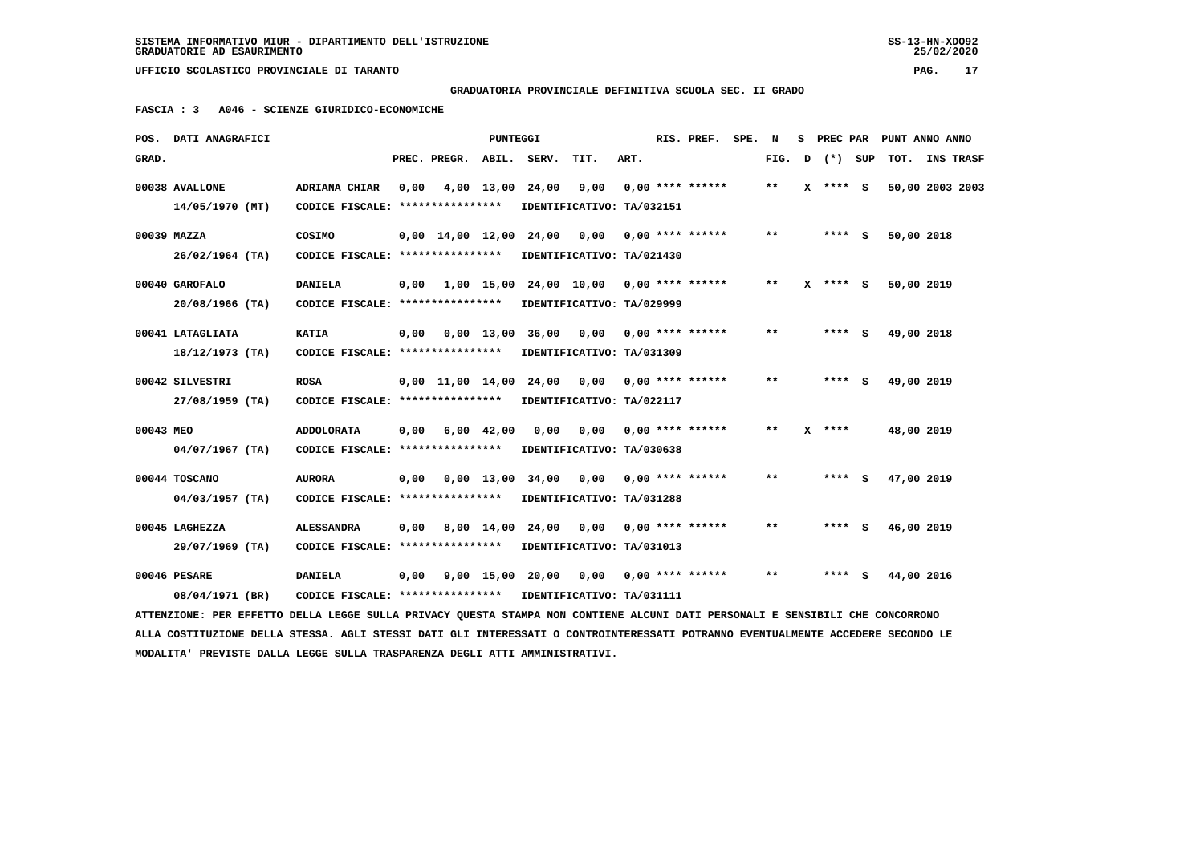SISTEMA INFORMATIVO MIUR - DIPARTIMENTO DELL'ISTRUZIONE
GRADUATORIE AD ESAURIMENTO

UFFICIO SCOLASTICO PROVINCIALE DI TARANTO

**GRADUATORIA PROVINCIALE DEFINITIVA SCUOLA SEC. II GRADO**

**FASCIA : 3 A046 - SCIENZE GIURIDICO-ECONOMICHE**

| POS. GRAD. | DATI ANAGRAFICI | | PREC. | PREGR. | ABIL. | SERV. | TIT. | ART. | RIS. PREF. | SPE. N FIG. | S D | PREC PAR (*) | SUP | PUNT ANNO TOT. | ANNO INS | TRASF |
|---|---|---|---|---|---|---|---|---|---|---|---|---|---|---|---|---|
| 00038 | AVALLONE 14/05/1970 (MT) | ADRIANA CHIAR CODICE FISCALE: **************** | 0,00 | 4,00 | 13,00 | 24,00 | 9,00 | 0,00 | **** ****** IDENTIFICATIVO: TA/032151 | ** | X | **** | S | 50,00 | 2003 | 2003 |
| 00039 | MAZZA 26/02/1964 (TA) | COSIMO CODICE FISCALE: **************** | 0,00 | 14,00 | 12,00 | 24,00 | 0,00 | 0,00 | **** ****** IDENTIFICATIVO: TA/021430 | ** | | **** | S | 50,00 | 2018 | |
| 00040 | GAROFALO 20/08/1966 (TA) | DANIELA CODICE FISCALE: **************** | 0,00 | 1,00 | 15,00 | 24,00 | 10,00 | 0,00 | **** ****** IDENTIFICATIVO: TA/029999 | ** | X | **** | S | 50,00 | 2019 | |
| 00041 | LATAGLIATA 18/12/1973 (TA) | KATIA CODICE FISCALE: **************** | 0,00 | 0,00 | 13,00 | 36,00 | 0,00 | 0,00 | **** ****** IDENTIFICATIVO: TA/031309 | ** | | **** | S | 49,00 | 2018 | |
| 00042 | SILVESTRI 27/08/1959 (TA) | ROSA CODICE FISCALE: **************** | 0,00 | 11,00 | 14,00 | 24,00 | 0,00 | 0,00 | **** ****** IDENTIFICATIVO: TA/022117 | ** | | **** | S | 49,00 | 2019 | |
| 00043 | MEO 04/07/1967 (TA) | ADDOLORATA CODICE FISCALE: **************** | 0,00 | 6,00 | 42,00 | 0,00 | 0,00 | 0,00 | **** ****** IDENTIFICATIVO: TA/030638 | ** | X | **** | | 48,00 | 2019 | |
| 00044 | TOSCANO 04/03/1957 (TA) | AURORA CODICE FISCALE: **************** | 0,00 | 0,00 | 13,00 | 34,00 | 0,00 | 0,00 | **** ****** IDENTIFICATIVO: TA/031288 | ** | | **** | S | 47,00 | 2019 | |
| 00045 | LAGHEZZA 29/07/1969 (TA) | ALESSANDRA CODICE FISCALE: **************** | 0,00 | 8,00 | 14,00 | 24,00 | 0,00 | 0,00 | **** ****** IDENTIFICATIVO: TA/031013 | ** | | **** | S | 46,00 | 2019 | |
| 00046 | PESARE 08/04/1971 (BR) | DANIELA CODICE FISCALE: **************** | 0,00 | 9,00 | 15,00 | 20,00 | 0,00 | 0,00 | **** ****** IDENTIFICATIVO: TA/031111 | ** | | **** | S | 44,00 | 2016 | |

ATTENZIONE: PER EFFETTO DELLA LEGGE SULLA PRIVACY QUESTA STAMPA NON CONTIENE ALCUNI DATI PERSONALI E SENSIBILI CHE CONCORRONO ALLA COSTITUZIONE DELLA STESSA. AGLI STESSI DATI GLI INTERESSATI O CONTROINTERESSATI POTRANNO EVENTUALMENTE ACCEDERE SECONDO LE MODALITA' PREVISTE DALLA LEGGE SULLA TRASPARENZA DEGLI ATTI AMMINISTRATIVI.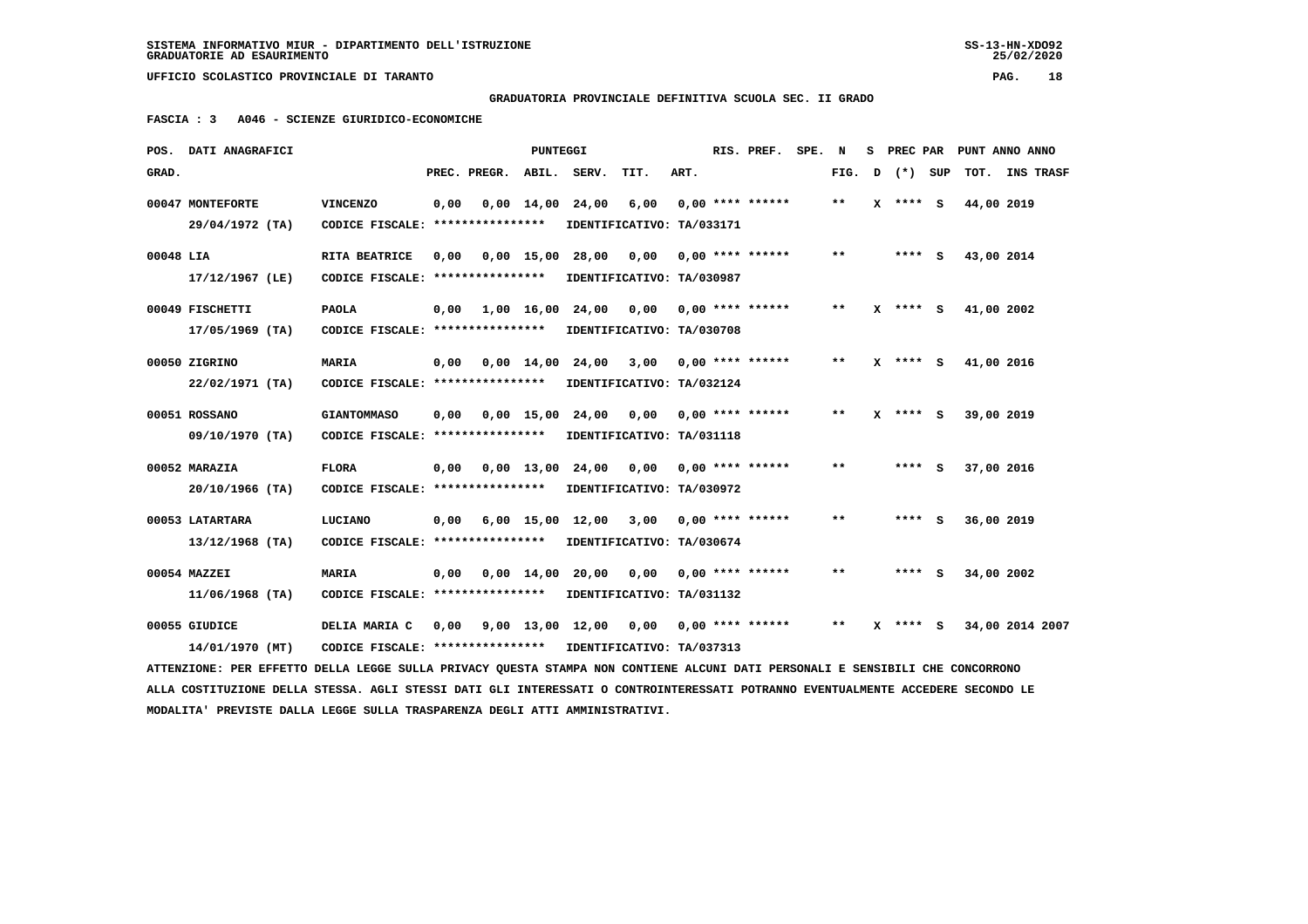SISTEMA INFORMATIVO MIUR - DIPARTIMENTO DELL'ISTRUZIONE
GRADUATORIE AD ESAURIMENTO

UFFICIO SCOLASTICO PROVINCIALE DI TARANTO

**GRADUATORIA PROVINCIALE DEFINITIVA SCUOLA SEC. II GRADO**

**FASCIA : 3 A046 - SCIENZE GIURIDICO-ECONOMICHE**

| POS. GRAD. | DATI ANAGRAFICI | | PREC. | PREGR. | ABIL. | SERV. | TIT. | ART. | RIS. PREF. | SPE. | N FIG. | S D | PREC PAR (*) | SUP | PUNT TOT. | ANNO INS | TRASF |
|---|---|---|---|---|---|---|---|---|---|---|---|---|---|---|---|---|---|
| 00047 | MONTEFORTE 29/04/1972 (TA) | VINCENZO CODICE FISCALE: **************** IDENTIFICATIVO: TA/033171 | 0,00 | 0,00 | 14,00 | 24,00 | 6,00 | 0,00 | **** ****** | | ** | X | **** | S | 44,00 | 2019 | |
| 00048 | LIA 17/12/1967 (LE) | RITA BEATRICE CODICE FISCALE: **************** IDENTIFICATIVO: TA/030987 | 0,00 | 0,00 | 15,00 | 28,00 | 0,00 | 0,00 | **** ****** | | ** | | **** | S | 43,00 | 2014 | |
| 00049 | FISCHETTI 17/05/1969 (TA) | PAOLA CODICE FISCALE: **************** IDENTIFICATIVO: TA/030708 | 0,00 | 1,00 | 16,00 | 24,00 | 0,00 | 0,00 | **** ****** | | ** | X | **** | S | 41,00 | 2002 | |
| 00050 | ZIGRINO 22/02/1971 (TA) | MARIA CODICE FISCALE: **************** IDENTIFICATIVO: TA/032124 | 0,00 | 0,00 | 14,00 | 24,00 | 3,00 | 0,00 | **** ****** | | ** | X | **** | S | 41,00 | 2016 | |
| 00051 | ROSSANO 09/10/1970 (TA) | GIANTOMMASO CODICE FISCALE: **************** IDENTIFICATIVO: TA/031118 | 0,00 | 0,00 | 15,00 | 24,00 | 0,00 | 0,00 | **** ****** | | ** | X | **** | S | 39,00 | 2019 | |
| 00052 | MARAZIA 20/10/1966 (TA) | FLORA CODICE FISCALE: **************** IDENTIFICATIVO: TA/030972 | 0,00 | 0,00 | 13,00 | 24,00 | 0,00 | 0,00 | **** ****** | | ** | | **** | S | 37,00 | 2016 | |
| 00053 | LATARTARA 13/12/1968 (TA) | LUCIANO CODICE FISCALE: **************** IDENTIFICATIVO: TA/030674 | 0,00 | 6,00 | 15,00 | 12,00 | 3,00 | 0,00 | **** ****** | | ** | | **** | S | 36,00 | 2019 | |
| 00054 | MAZZEI 11/06/1968 (TA) | MARIA CODICE FISCALE: **************** IDENTIFICATIVO: TA/031132 | 0,00 | 0,00 | 14,00 | 20,00 | 0,00 | 0,00 | **** ****** | | ** | | **** | S | 34,00 | 2002 | |
| 00055 | GIUDICE 14/01/1970 (MT) | DELIA MARIA C CODICE FISCALE: **************** IDENTIFICATIVO: TA/037313 | 0,00 | 9,00 | 13,00 | 12,00 | 0,00 | 0,00 | **** ****** | | ** | X | **** | S | 34,00 | 2014 | 2007 |

ATTENZIONE: PER EFFETTO DELLA LEGGE SULLA PRIVACY QUESTA STAMPA NON CONTIENE ALCUNI DATI PERSONALI E SENSIBILI CHE CONCORRONO ALLA COSTITUZIONE DELLA STESSA. AGLI STESSI DATI GLI INTERESSATI O CONTROINTERESSATI POTRANNO EVENTUALMENTE ACCEDERE SECONDO LE MODALITA' PREVISTE DALLA LEGGE SULLA TRASPARENZA DEGLI ATTI AMMINISTRATIVI.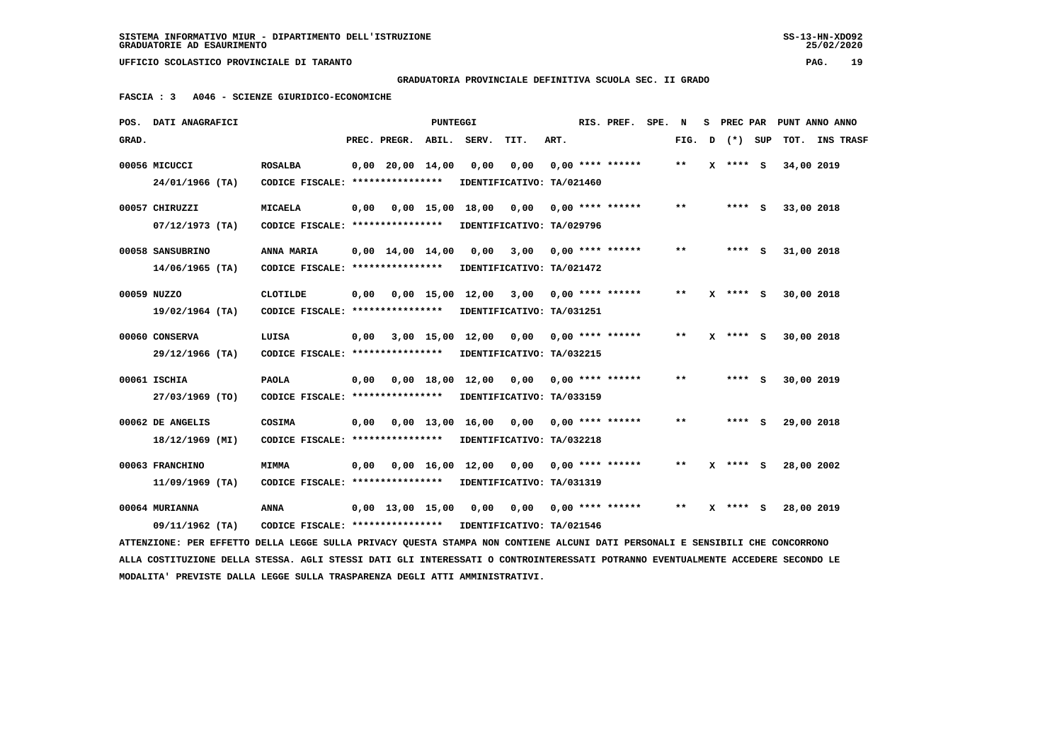**GRADUATORIA PROVINCIALE DEFINITIVA SCUOLA SEC. II GRADO**

**FASCIA : 3 A046 - SCIENZE GIURIDICO-ECONOMICHE**

| POS. GRAD. | DATI ANAGRAFICI | | PREC. | PREGR. | ABIL. | SERV. | TIT. | ART. | RIS. PREF. | SPE. | N FIG. | S D | PREC PAR (*) | SUP | PUNT ANNO TOT. | ANNO INS TRASF |
|---|---|---|---|---|---|---|---|---|---|---|---|---|---|---|---|---|
| 00056 | MICUCCI 24/01/1966 (TA) | ROSALBA CODICE FISCALE: **************** IDENTIFICATIVO: TA/021460 | 0,00 | 20,00 | 14,00 | 0,00 | 0,00 | 0,00 | **** ****** | | ** | X | **** | S | 34,00 | 2019 |
| 00057 | CHIRUZZI 07/12/1973 (TA) | MICAELA CODICE FISCALE: **************** IDENTIFICATIVO: TA/029796 | 0,00 | 0,00 | 15,00 | 18,00 | 0,00 | 0,00 | **** ****** | | ** | | **** | S | 33,00 | 2018 |
| 00058 | SANSUBRINO 14/06/1965 (TA) | ANNA MARIA CODICE FISCALE: **************** IDENTIFICATIVO: TA/021472 | 0,00 | 14,00 | 14,00 | 0,00 | 3,00 | 0,00 | **** ****** | | ** | | **** | S | 31,00 | 2018 |
| 00059 | NUZZO 19/02/1964 (TA) | CLOTILDE CODICE FISCALE: **************** IDENTIFICATIVO: TA/031251 | 0,00 | 0,00 | 15,00 | 12,00 | 3,00 | 0,00 | **** ****** | | ** | X | **** | S | 30,00 | 2018 |
| 00060 | CONSERVA 29/12/1966 (TA) | LUISA CODICE FISCALE: **************** IDENTIFICATIVO: TA/032215 | 0,00 | 3,00 | 15,00 | 12,00 | 0,00 | 0,00 | **** ****** | | ** | X | **** | S | 30,00 | 2018 |
| 00061 | ISCHIA 27/03/1969 (TO) | PAOLA CODICE FISCALE: **************** IDENTIFICATIVO: TA/033159 | 0,00 | 0,00 | 18,00 | 12,00 | 0,00 | 0,00 | **** ****** | | ** | | **** | S | 30,00 | 2019 |
| 00062 | DE ANGELIS 18/12/1969 (MI) | COSIMA CODICE FISCALE: **************** IDENTIFICATIVO: TA/032218 | 0,00 | 0,00 | 13,00 | 16,00 | 0,00 | 0,00 | **** ****** | | ** | | **** | S | 29,00 | 2018 |
| 00063 | FRANCHINO 11/09/1969 (TA) | MIMMA CODICE FISCALE: **************** IDENTIFICATIVO: TA/031319 | 0,00 | 0,00 | 16,00 | 12,00 | 0,00 | 0,00 | **** ****** | | ** | X | **** | S | 28,00 | 2002 |
| 00064 | MURIANNA 09/11/1962 (TA) | ANNA CODICE FISCALE: **************** IDENTIFICATIVO: TA/021546 | 0,00 | 13,00 | 15,00 | 0,00 | 0,00 | 0,00 | **** ****** | | ** | X | **** | S | 28,00 | 2019 |

ATTENZIONE: PER EFFETTO DELLA LEGGE SULLA PRIVACY QUESTA STAMPA NON CONTIENE ALCUNI DATI PERSONALI E SENSIBILI CHE CONCORRONO ALLA COSTITUZIONE DELLA STESSA. AGLI STESSI DATI GLI INTERESSATI O CONTROINTERESSATI POTRANNO EVENTUALMENTE ACCEDERE SECONDO LE MODALITA' PREVISTE DALLA LEGGE SULLA TRASPARENZA DEGLI ATTI AMMINISTRATIVI.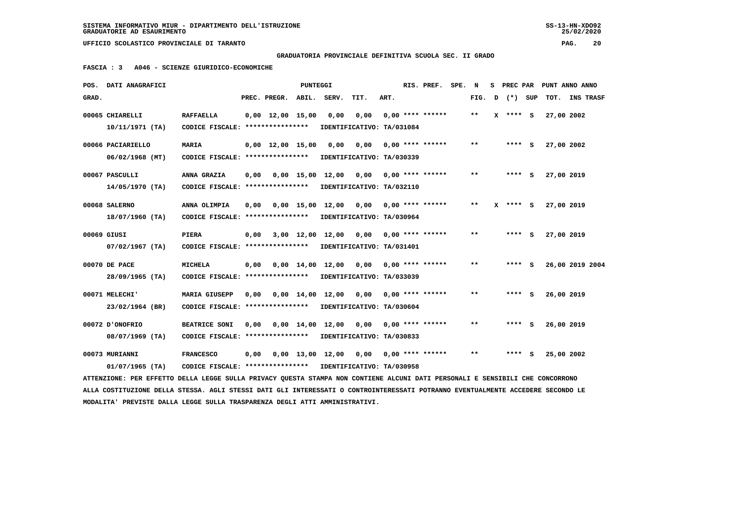SISTEMA INFORMATIVO MIUR - DIPARTIMENTO DELL'ISTRUZIONE
GRADUATORIE AD ESAURIMENTO

UFFICIO SCOLASTICO PROVINCIALE DI TARANTO

GRADUATORIA PROVINCIALE DEFINITIVA SCUOLA SEC. II GRADO

FASCIA : 3 A046 - SCIENZE GIURIDICO-ECONOMICHE

| POS. GRAD. | DATI ANAGRAFICI | | PREC. | PREGR. | ABIL. | SERV. | TIT. | ART. | RIS. PREF. | SPE. | N FIG. | S D | PREC PAR (*) | SUP | PUNT ANNO TOT. | ANNO | INS TRASF |
|---|---|---|---|---|---|---|---|---|---|---|---|---|---|---|---|---|---|
| 00065 | CHIARELLI 10/11/1971 (TA) | RAFFAELLA CODICE FISCALE: **************** IDENTIFICATIVO: TA/031084 | 0,00 | 12,00 | 15,00 | 0,00 | 0,00 | 0,00 | **** ****** | | ** | X | **** | S | 27,00 | 2002 | |
| 00066 | PACIARIELLO 06/02/1968 (MT) | MARIA CODICE FISCALE: **************** IDENTIFICATIVO: TA/030339 | 0,00 | 12,00 | 15,00 | 0,00 | 0,00 | 0,00 | **** ****** | | ** | | **** | S | 27,00 | 2002 | |
| 00067 | PASCULLI 14/05/1970 (TA) | ANNA GRAZIA CODICE FISCALE: **************** IDENTIFICATIVO: TA/032110 | 0,00 | 0,00 | 15,00 | 12,00 | 0,00 | 0,00 | **** ****** | | ** | | **** | S | 27,00 | 2019 | |
| 00068 | SALERNO 18/07/1960 (TA) | ANNA OLIMPIA CODICE FISCALE: **************** IDENTIFICATIVO: TA/030964 | 0,00 | 0,00 | 15,00 | 12,00 | 0,00 | 0,00 | **** ****** | | ** | X | **** | S | 27,00 | 2019 | |
| 00069 | GIUSI 07/02/1967 (TA) | PIERA CODICE FISCALE: **************** IDENTIFICATIVO: TA/031401 | 0,00 | 3,00 | 12,00 | 12,00 | 0,00 | 0,00 | **** ****** | | ** | | **** | S | 27,00 | 2019 | |
| 00070 | DE PACE 28/09/1965 (TA) | MICHELA CODICE FISCALE: **************** IDENTIFICATIVO: TA/033039 | 0,00 | 0,00 | 14,00 | 12,00 | 0,00 | 0,00 | **** ****** | | ** | | **** | S | 26,00 | 2019 | 2004 |
| 00071 | MELECHI' 23/02/1964 (BR) | MARIA GIUSEPP CODICE FISCALE: **************** IDENTIFICATIVO: TA/030604 | 0,00 | 0,00 | 14,00 | 12,00 | 0,00 | 0,00 | **** ****** | | ** | | **** | S | 26,00 | 2019 | |
| 00072 | D'ONOFRIO 08/07/1969 (TA) | BEATRICE SONI CODICE FISCALE: **************** IDENTIFICATIVO: TA/030833 | 0,00 | 0,00 | 14,00 | 12,00 | 0,00 | 0,00 | **** ****** | | ** | | **** | S | 26,00 | 2019 | |
| 00073 | MURIANNI 01/07/1965 (TA) | FRANCESCO CODICE FISCALE: **************** IDENTIFICATIVO: TA/030958 | 0,00 | 0,00 | 13,00 | 12,00 | 0,00 | 0,00 | **** ****** | | ** | | **** | S | 25,00 | 2002 | |

ATTENZIONE: PER EFFETTO DELLA LEGGE SULLA PRIVACY QUESTA STAMPA NON CONTIENE ALCUNI DATI PERSONALI E SENSIBILI CHE CONCORRONO ALLA COSTITUZIONE DELLA STESSA. AGLI STESSI DATI GLI INTERESSATI O CONTROINTERESSATI POTRANNO EVENTUALMENTE ACCEDERE SECONDO LE MODALITA' PREVISTE DALLA LEGGE SULLA TRASPARENZA DEGLI ATTI AMMINISTRATIVI.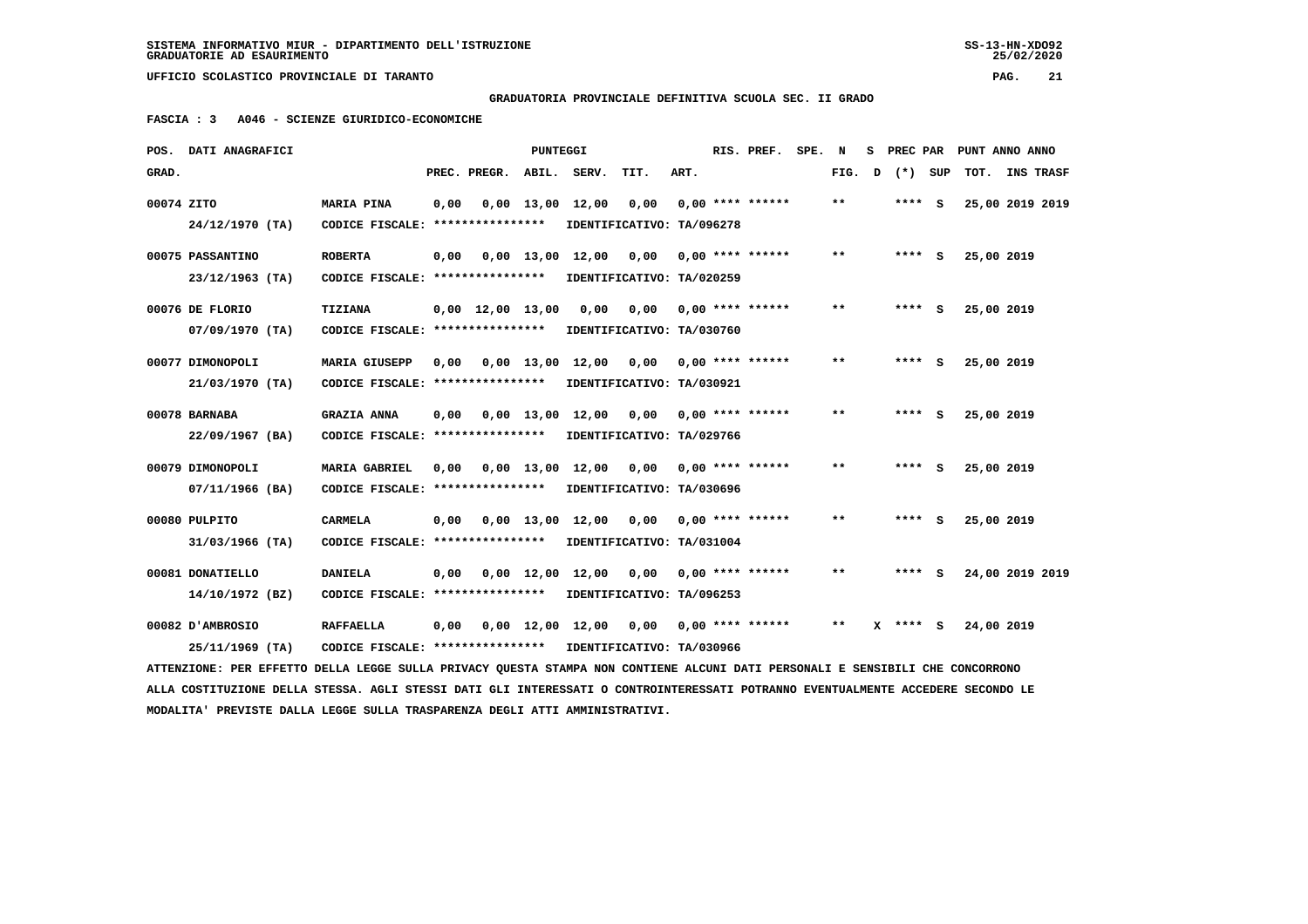SISTEMA INFORMATIVO MIUR - DIPARTIMENTO DELL'ISTRUZIONE
GRADUATORIE AD ESAURIMENTO

UFFICIO SCOLASTICO PROVINCIALE DI TARANTO

**GRADUATORIA PROVINCIALE DEFINITIVA SCUOLA SEC. II GRADO**

**FASCIA : 3 A046 - SCIENZE GIURIDICO-ECONOMICHE**

| POS. GRAD. | DATI ANAGRAFICI | | PREC. | PREGR. | ABIL. | SERV. | TIT. | ART. | RIS. PREF. | SPE. | N FIG. | S D | PREC PAR (*) | SUP | PUNT TOT. | ANNO INS | TRASF |
|---|---|---|---|---|---|---|---|---|---|---|---|---|---|---|---|---|---|
| 00074 | ZITO 24/12/1970 (TA) | MARIA PINA CODICE FISCALE: **************** IDENTIFICATIVO: TA/096278 | 0,00 | 0,00 | 13,00 | 12,00 | 0,00 | 0,00 | **** ****** | | ** | | **** | S | 25,00 | 2019 | 2019 |
| 00075 | PASSANTINO 23/12/1963 (TA) | ROBERTA CODICE FISCALE: **************** IDENTIFICATIVO: TA/020259 | 0,00 | 0,00 | 13,00 | 12,00 | 0,00 | 0,00 | **** ****** | | ** | | **** | S | 25,00 | 2019 | |
| 00076 | DE FLORIO 07/09/1970 (TA) | TIZIANA CODICE FISCALE: **************** IDENTIFICATIVO: TA/030760 | 0,00 | 12,00 | 13,00 | 0,00 | 0,00 | 0,00 | **** ****** | | ** | | **** | S | 25,00 | 2019 | |
| 00077 | DIMONOPOLI 21/03/1970 (TA) | MARIA GIUSEPP CODICE FISCALE: **************** IDENTIFICATIVO: TA/030921 | 0,00 | 0,00 | 13,00 | 12,00 | 0,00 | 0,00 | **** ****** | | ** | | **** | S | 25,00 | 2019 | |
| 00078 | BARNABA 22/09/1967 (BA) | GRAZIA ANNA CODICE FISCALE: **************** IDENTIFICATIVO: TA/029766 | 0,00 | 0,00 | 13,00 | 12,00 | 0,00 | 0,00 | **** ****** | | ** | | **** | S | 25,00 | 2019 | |
| 00079 | DIMONOPOLI 07/11/1966 (BA) | MARIA GABRIEL CODICE FISCALE: **************** IDENTIFICATIVO: TA/030696 | 0,00 | 0,00 | 13,00 | 12,00 | 0,00 | 0,00 | **** ****** | | ** | | **** | S | 25,00 | 2019 | |
| 00080 | PULPITO 31/03/1966 (TA) | CARMELA CODICE FISCALE: **************** IDENTIFICATIVO: TA/031004 | 0,00 | 0,00 | 13,00 | 12,00 | 0,00 | 0,00 | **** ****** | | ** | | **** | S | 25,00 | 2019 | |
| 00081 | DONATIELLO 14/10/1972 (BZ) | DANIELA CODICE FISCALE: **************** IDENTIFICATIVO: TA/096253 | 0,00 | 0,00 | 12,00 | 12,00 | 0,00 | 0,00 | **** ****** | | ** | | **** | S | 24,00 | 2019 | 2019 |
| 00082 | D'AMBROSIO 25/11/1969 (TA) | RAFFAELLA CODICE FISCALE: **************** IDENTIFICATIVO: TA/030966 | 0,00 | 0,00 | 12,00 | 12,00 | 0,00 | 0,00 | **** ****** | | ** | X | **** | S | 24,00 | 2019 | |

ATTENZIONE: PER EFFETTO DELLA LEGGE SULLA PRIVACY QUESTA STAMPA NON CONTIENE ALCUNI DATI PERSONALI E SENSIBILI CHE CONCORRONO ALLA COSTITUZIONE DELLA STESSA. AGLI STESSI DATI GLI INTERESSATI O CONTROINTERESSATI POTRANNO EVENTUALMENTE ACCEDERE SECONDO LE MODALITA' PREVISTE DALLA LEGGE SULLA TRASPARENZA DEGLI ATTI AMMINISTRATIVI.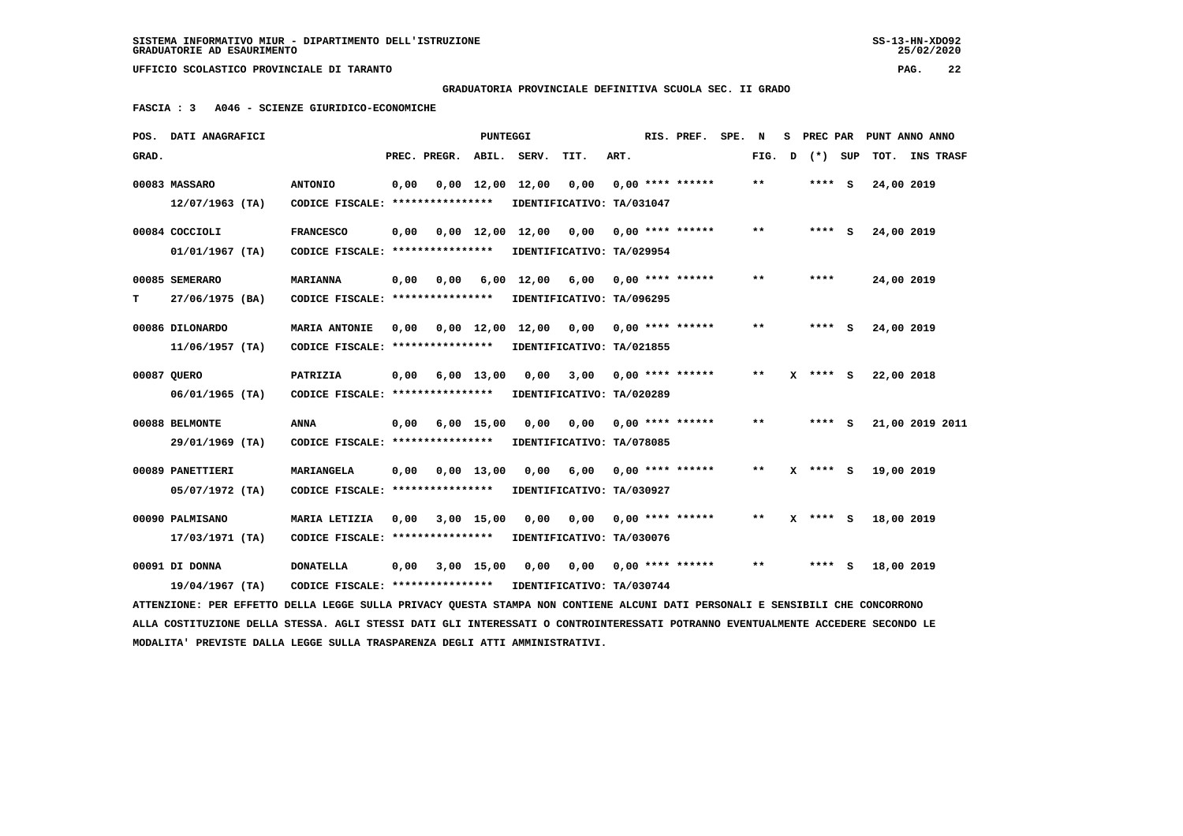SISTEMA INFORMATIVO MIUR - DIPARTIMENTO DELL'ISTRUZIONE
GRADUATORIE AD ESAURIMENTO

UFFICIO SCOLASTICO PROVINCIALE DI TARANTO

GRADUATORIA PROVINCIALE DEFINITIVA SCUOLA SEC. II GRADO

FASCIA : 3 A046 - SCIENZE GIURIDICO-ECONOMICHE

| POS. GRAD. | DATI ANAGRAFICI | | PREC. | PREGR. | ABIL. | SERV. | TIT. | ART. | RIS. PREF. | SPE. N FIG. | S D | PREC PAR (*) | SUP | PUNT ANNO ANNO TOT. | INS TRASF |
|---|---|---|---|---|---|---|---|---|---|---|---|---|---|---|---|
| 00083 | MASSARO 12/07/1963 (TA) | ANTONIO CODICE FISCALE: **************** IDENTIFICATIVO: TA/031047 | 0,00 | 0,00 | 12,00 | 12,00 | 0,00 | 0,00 | **** ****** | ** | | **** | S | 24,00 2019 | |
| 00084 | COCCIOLI 01/01/1967 (TA) | FRANCESCO CODICE FISCALE: **************** IDENTIFICATIVO: TA/029954 | 0,00 | 0,00 | 12,00 | 12,00 | 0,00 | 0,00 | **** ****** | ** | | **** | S | 24,00 2019 | |
| 00085 | SEMERARO T 27/06/1975 (BA) | MARIANNA CODICE FISCALE: **************** IDENTIFICATIVO: TA/096295 | 0,00 | 0,00 | 6,00 | 12,00 | 6,00 | 0,00 | **** ****** | ** | | **** | | 24,00 2019 | |
| 00086 | DILONARDO 11/06/1957 (TA) | MARIA ANTONIE CODICE FISCALE: **************** IDENTIFICATIVO: TA/021855 | 0,00 | 0,00 | 12,00 | 12,00 | 0,00 | 0,00 | **** ****** | ** | | **** | S | 24,00 2019 | |
| 00087 | QUERO 06/01/1965 (TA) | PATRIZIA CODICE FISCALE: **************** IDENTIFICATIVO: TA/020289 | 0,00 | 6,00 | 13,00 | 0,00 | 3,00 | 0,00 | **** ****** | ** | X | **** | S | 22,00 2018 | |
| 00088 | BELMONTE 29/01/1969 (TA) | ANNA CODICE FISCALE: **************** IDENTIFICATIVO: TA/078085 | 0,00 | 6,00 | 15,00 | 0,00 | 0,00 | 0,00 | **** ****** | ** | | **** | S | 21,00 2019 | 2011 |
| 00089 | PANETTIERI 05/07/1972 (TA) | MARIANGELA CODICE FISCALE: **************** IDENTIFICATIVO: TA/030927 | 0,00 | 0,00 | 13,00 | 0,00 | 6,00 | 0,00 | **** ****** | ** | X | **** | S | 19,00 2019 | |
| 00090 | PALMISANO 17/03/1971 (TA) | MARIA LETIZIA CODICE FISCALE: **************** IDENTIFICATIVO: TA/030076 | 0,00 | 3,00 | 15,00 | 0,00 | 0,00 | 0,00 | **** ****** | ** | X | **** | S | 18,00 2019 | |
| 00091 | DI DONNA 19/04/1967 (TA) | DONATELLA CODICE FISCALE: **************** IDENTIFICATIVO: TA/030744 | 0,00 | 3,00 | 15,00 | 0,00 | 0,00 | 0,00 | **** ****** | ** | | **** | S | 18,00 2019 | |

ATTENZIONE: PER EFFETTO DELLA LEGGE SULLA PRIVACY QUESTA STAMPA NON CONTIENE ALCUNI DATI PERSONALI E SENSIBILI CHE CONCORRONO ALLA COSTITUZIONE DELLA STESSA. AGLI STESSI DATI GLI INTERESSATI O CONTROINTERESSATI POTRANNO EVENTUALMENTE ACCEDERE SECONDO LE MODALITA' PREVISTE DALLA LEGGE SULLA TRASPARENZA DEGLI ATTI AMMINISTRATIVI.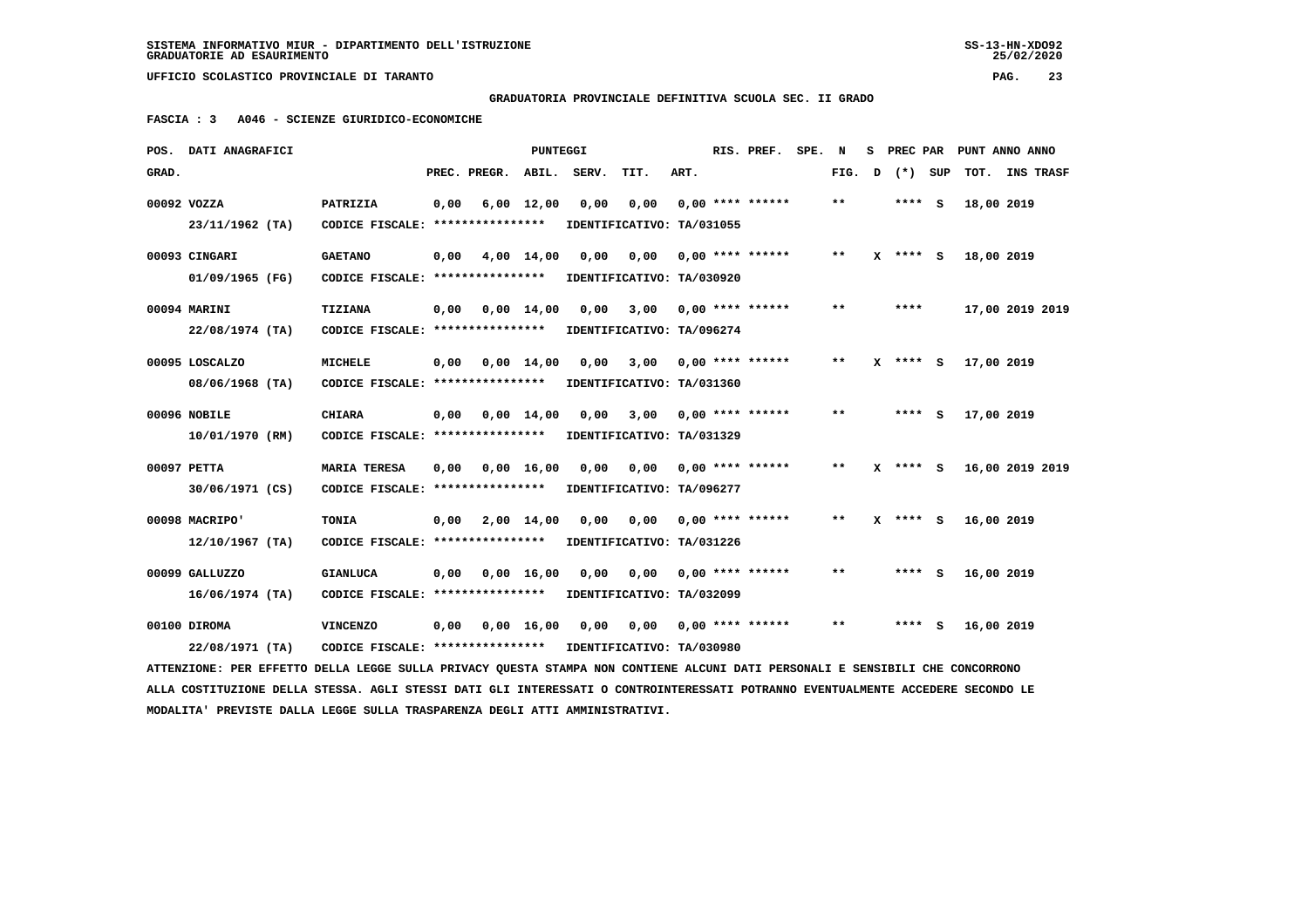**GRADUATORIA PROVINCIALE DEFINITIVA SCUOLA SEC. II GRADO**

**FASCIA : 3 A046 - SCIENZE GIURIDICO-ECONOMICHE**

| POS. GRAD. | DATI ANAGRAFICI | | PREC. | PREGR. | ABIL. | SERV. | TIT. | ART. | RIS. PREF. | SPE. | N FIG. | S D | PREC PAR (*) | SUP | PUNT ANNO ANNO TOT. | INS TRASF |
|---|---|---|---|---|---|---|---|---|---|---|---|---|---|---|---|---|
| 00092 | VOZZA | PATRIZIA | 0,00 | 6,00 | 12,00 | 0,00 | 0,00 | 0,00 | **** ****** | | ** | | **** | S | 18,00 2019 | |
| | 23/11/1962 (TA) | CODICE FISCALE: **************** | IDENTIFICATIVO: TA/031055 | | | | | | | | | | | | | |
| 00093 | CINGARI | GAETANO | 0,00 | 4,00 | 14,00 | 0,00 | 0,00 | 0,00 | **** ****** | | ** | X | **** | S | 18,00 2019 | |
| | 01/09/1965 (FG) | CODICE FISCALE: **************** | IDENTIFICATIVO: TA/030920 | | | | | | | | | | | | | |
| 00094 | MARINI | TIZIANA | 0,00 | 0,00 | 14,00 | 0,00 | 3,00 | 0,00 | **** ****** | | ** | | **** | | 17,00 2019 | 2019 |
| | 22/08/1974 (TA) | CODICE FISCALE: **************** | IDENTIFICATIVO: TA/096274 | | | | | | | | | | | | | |
| 00095 | LOSCALZO | MICHELE | 0,00 | 0,00 | 14,00 | 0,00 | 3,00 | 0,00 | **** ****** | | ** | X | **** | S | 17,00 2019 | |
| | 08/06/1968 (TA) | CODICE FISCALE: **************** | IDENTIFICATIVO: TA/031360 | | | | | | | | | | | | | |
| 00096 | NOBILE | CHIARA | 0,00 | 0,00 | 14,00 | 0,00 | 3,00 | 0,00 | **** ****** | | ** | | **** | S | 17,00 2019 | |
| | 10/01/1970 (RM) | CODICE FISCALE: **************** | IDENTIFICATIVO: TA/031329 | | | | | | | | | | | | | |
| 00097 | PETTA | MARIA TERESA | 0,00 | 0,00 | 16,00 | 0,00 | 0,00 | 0,00 | **** ****** | | ** | X | **** | S | 16,00 2019 | 2019 |
| | 30/06/1971 (CS) | CODICE FISCALE: **************** | IDENTIFICATIVO: TA/096277 | | | | | | | | | | | | | |
| 00098 | MACRIPO' | TONIA | 0,00 | 2,00 | 14,00 | 0,00 | 0,00 | 0,00 | **** ****** | | ** | X | **** | S | 16,00 2019 | |
| | 12/10/1967 (TA) | CODICE FISCALE: **************** | IDENTIFICATIVO: TA/031226 | | | | | | | | | | | | | |
| 00099 | GALLUZZO | GIANLUCA | 0,00 | 0,00 | 16,00 | 0,00 | 0,00 | 0,00 | **** ****** | | ** | | **** | S | 16,00 2019 | |
| | 16/06/1974 (TA) | CODICE FISCALE: **************** | IDENTIFICATIVO: TA/032099 | | | | | | | | | | | | | |
| 00100 | DIROMA | VINCENZO | 0,00 | 0,00 | 16,00 | 0,00 | 0,00 | 0,00 | **** ****** | | ** | | **** | S | 16,00 2019 | |
| | 22/08/1971 (TA) | CODICE FISCALE: **************** | IDENTIFICATIVO: TA/030980 | | | | | | | | | | | | | |

ATTENZIONE: PER EFFETTO DELLA LEGGE SULLA PRIVACY QUESTA STAMPA NON CONTIENE ALCUNI DATI PERSONALI E SENSIBILI CHE CONCORRONO ALLA COSTITUZIONE DELLA STESSA. AGLI STESSI DATI GLI INTERESSATI O CONTROINTERESSATI POTRANNO EVENTUALMENTE ACCEDERE SECONDO LE MODALITA' PREVISTE DALLA LEGGE SULLA TRASPARENZA DEGLI ATTI AMMINISTRATIVI.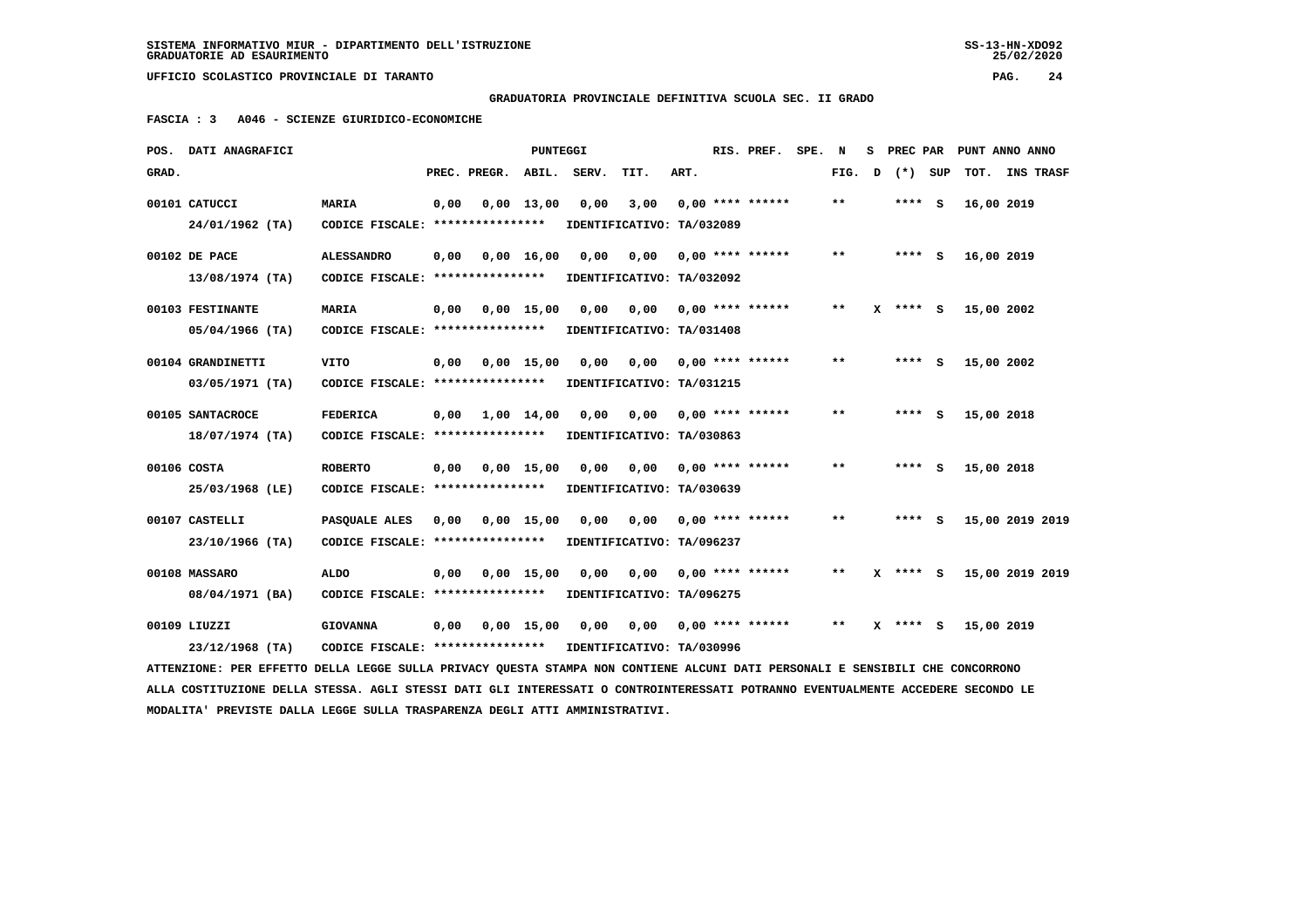SISTEMA INFORMATIVO MIUR - DIPARTIMENTO DELL'ISTRUZIONE
GRADUATORIE AD ESAURIMENTO

UFFICIO SCOLASTICO PROVINCIALE DI TARANTO

**GRADUATORIA PROVINCIALE DEFINITIVA SCUOLA SEC. II GRADO**

**FASCIA : 3 A046 - SCIENZE GIURIDICO-ECONOMICHE**

| POS. GRAD. | DATI ANAGRAFICI | | PREC. | PREGR. | ABIL. | SERV. | TIT. | ART. | RIS. PREF. | SPE. | N FIG. | S D | PREC PAR (*) | SUP | PUNT TOT. | ANNO | ANNO INS TRASF |
|---|---|---|---|---|---|---|---|---|---|---|---|---|---|---|---|---|---|
| 00101 | CATUCCI 24/01/1962 (TA) | MARIA CODICE FISCALE: **************** IDENTIFICATIVO: TA/032089 | 0,00 | 0,00 | 13,00 | 0,00 | 3,00 | 0,00 | **** ****** | | ** | | **** | S | 16,00 | 2019 | |
| 00102 | DE PACE 13/08/1974 (TA) | ALESSANDRO CODICE FISCALE: **************** IDENTIFICATIVO: TA/032092 | 0,00 | 0,00 | 16,00 | 0,00 | 0,00 | 0,00 | **** ****** | | ** | | **** | S | 16,00 | 2019 | |
| 00103 | FESTINANTE 05/04/1966 (TA) | MARIA CODICE FISCALE: **************** IDENTIFICATIVO: TA/031408 | 0,00 | 0,00 | 15,00 | 0,00 | 0,00 | 0,00 | **** ****** | | ** | X | **** | S | 15,00 | 2002 | |
| 00104 | GRANDINETTI 03/05/1971 (TA) | VITO CODICE FISCALE: **************** IDENTIFICATIVO: TA/031215 | 0,00 | 0,00 | 15,00 | 0,00 | 0,00 | 0,00 | **** ****** | | ** | | **** | S | 15,00 | 2002 | |
| 00105 | SANTACROCE 18/07/1974 (TA) | FEDERICA CODICE FISCALE: **************** IDENTIFICATIVO: TA/030863 | 0,00 | 1,00 | 14,00 | 0,00 | 0,00 | 0,00 | **** ****** | | ** | | **** | S | 15,00 | 2018 | |
| 00106 | COSTA 25/03/1968 (LE) | ROBERTO CODICE FISCALE: **************** IDENTIFICATIVO: TA/030639 | 0,00 | 0,00 | 15,00 | 0,00 | 0,00 | 0,00 | **** ****** | | ** | | **** | S | 15,00 | 2018 | |
| 00107 | CASTELLI 23/10/1966 (TA) | PASQUALE ALES CODICE FISCALE: **************** IDENTIFICATIVO: TA/096237 | 0,00 | 0,00 | 15,00 | 0,00 | 0,00 | 0,00 | **** ****** | | ** | | **** | S | 15,00 | 2019 | 2019 |
| 00108 | MASSARO 08/04/1971 (BA) | ALDO CODICE FISCALE: **************** IDENTIFICATIVO: TA/096275 | 0,00 | 0,00 | 15,00 | 0,00 | 0,00 | 0,00 | **** ****** | | ** | X | **** | S | 15,00 | 2019 | 2019 |
| 00109 | LIUZZI 23/12/1968 (TA) | GIOVANNA CODICE FISCALE: **************** IDENTIFICATIVO: TA/030996 | 0,00 | 0,00 | 15,00 | 0,00 | 0,00 | 0,00 | **** ****** | | ** | X | **** | S | 15,00 | 2019 | |

ATTENZIONE: PER EFFETTO DELLA LEGGE SULLA PRIVACY QUESTA STAMPA NON CONTIENE ALCUNI DATI PERSONALI E SENSIBILI CHE CONCORRONO ALLA COSTITUZIONE DELLA STESSA. AGLI STESSI DATI GLI INTERESSATI O CONTROINTERESSATI POTRANNO EVENTUALMENTE ACCEDERE SECONDO LE MODALITA' PREVISTE DALLA LEGGE SULLA TRASPARENZA DEGLI ATTI AMMINISTRATIVI.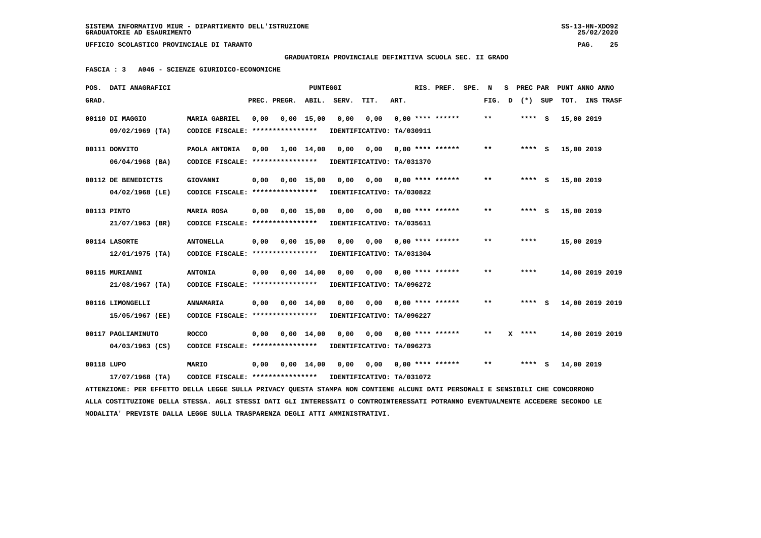SISTEMA INFORMATIVO MIUR - DIPARTIMENTO DELL'ISTRUZIONE
GRADUATORIE AD ESAURIMENTO

UFFICIO SCOLASTICO PROVINCIALE DI TARANTO

**GRADUATORIA PROVINCIALE DEFINITIVA SCUOLA SEC. II GRADO**

**FASCIA : 3 A046 - SCIENZE GIURIDICO-ECONOMICHE**

| POS. GRAD. | DATI ANAGRAFICI | | PREC. | PREGR. | ABIL. | SERV. | TIT. | ART. | RIS. PREF. | SPE. N FIG. | S D | PREC PAR (*) | SUP | PUNT ANNO ANNO TOT. | INS TRASF |
|---|---|---|---|---|---|---|---|---|---|---|---|---|---|---|---|
| 00110 | DI MAGGIO 09/02/1969 (TA) | MARIA GABRIEL CODICE FISCALE: **************** IDENTIFICATIVO: TA/030911 | 0,00 | 0,00 | 15,00 | 0,00 | 0,00 | 0,00 | **** ****** | ** | | **** | S | 15,00 2019 | |
| 00111 | DONVITO 06/04/1968 (BA) | PAOLA ANTONIA CODICE FISCALE: **************** IDENTIFICATIVO: TA/031370 | 0,00 | 1,00 | 14,00 | 0,00 | 0,00 | 0,00 | **** ****** | ** | | **** | S | 15,00 2019 | |
| 00112 | DE BENEDICTIS 04/02/1968 (LE) | GIOVANNI CODICE FISCALE: **************** IDENTIFICATIVO: TA/030822 | 0,00 | 0,00 | 15,00 | 0,00 | 0,00 | 0,00 | **** ****** | ** | | **** | S | 15,00 2019 | |
| 00113 | PINTO 21/07/1963 (BR) | MARIA ROSA CODICE FISCALE: **************** IDENTIFICATIVO: TA/035611 | 0,00 | 0,00 | 15,00 | 0,00 | 0,00 | 0,00 | **** ****** | ** | | **** | S | 15,00 2019 | |
| 00114 | LASORTE 12/01/1975 (TA) | ANTONELLA CODICE FISCALE: **************** IDENTIFICATIVO: TA/031304 | 0,00 | 0,00 | 15,00 | 0,00 | 0,00 | 0,00 | **** ****** | ** | | **** | | 15,00 2019 | |
| 00115 | MURIANNI 21/08/1967 (TA) | ANTONIA CODICE FISCALE: **************** IDENTIFICATIVO: TA/096272 | 0,00 | 0,00 | 14,00 | 0,00 | 0,00 | 0,00 | **** ****** | ** | | **** | | 14,00 2019 | 2019 |
| 00116 | LIMONGELLI 15/05/1967 (EE) | ANNAMARIA CODICE FISCALE: **************** IDENTIFICATIVO: TA/096227 | 0,00 | 0,00 | 14,00 | 0,00 | 0,00 | 0,00 | **** ****** | ** | | **** | S | 14,00 2019 | 2019 |
| 00117 | PAGLIAMINUTO 04/03/1963 (CS) | ROCCO CODICE FISCALE: **************** IDENTIFICATIVO: TA/096273 | 0,00 | 0,00 | 14,00 | 0,00 | 0,00 | 0,00 | **** ****** | ** | X | **** | | 14,00 2019 | 2019 |
| 00118 | LUPO 17/07/1968 (TA) | MARIO CODICE FISCALE: **************** IDENTIFICATIVO: TA/031072 | 0,00 | 0,00 | 14,00 | 0,00 | 0,00 | 0,00 | **** ****** | ** | | **** | S | 14,00 2019 | |

ATTENZIONE: PER EFFETTO DELLA LEGGE SULLA PRIVACY QUESTA STAMPA NON CONTIENE ALCUNI DATI PERSONALI E SENSIBILI CHE CONCORRONO ALLA COSTITUZIONE DELLA STESSA. AGLI STESSI DATI GLI INTERESSATI O CONTROINTERESSATI POTRANNO EVENTUALMENTE ACCEDERE SECONDO LE MODALITA' PREVISTE DALLA LEGGE SULLA TRASPARENZA DEGLI ATTI AMMINISTRATIVI.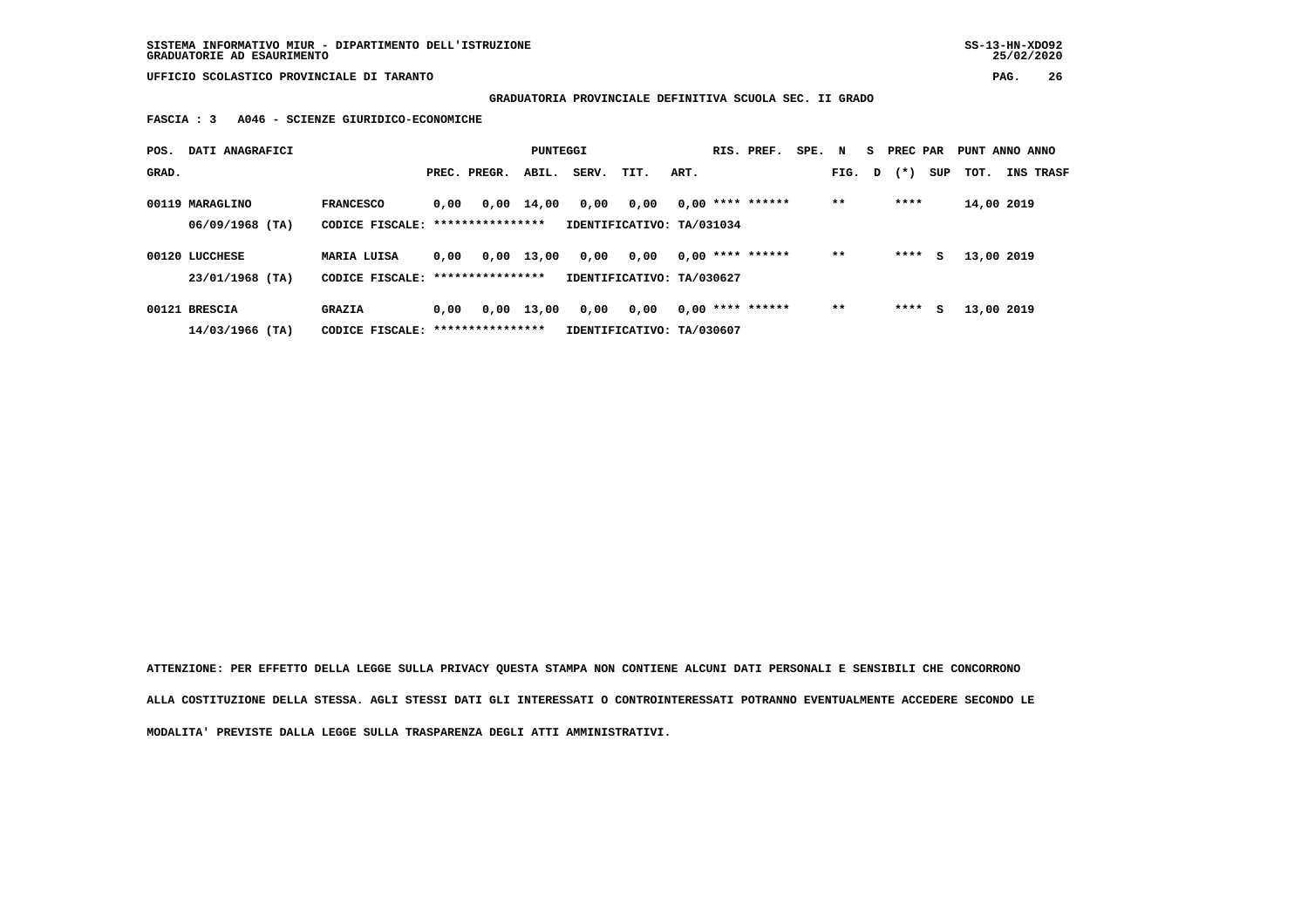SISTEMA INFORMATIVO MIUR - DIPARTIMENTO DELL'ISTRUZIONE
GRADUATORIE AD ESAURIMENTO

UFFICIO SCOLASTICO PROVINCIALE DI TARANTO

**GRADUATORIA PROVINCIALE DEFINITIVA SCUOLA SEC. II GRADO**

**FASCIA : 3 A046 - SCIENZE GIURIDICO-ECONOMICHE**

| POS. GRAD. | DATI ANAGRAFICI | | PREC. | PREGR. | ABIL. | SERV. | TIT. | ART. | RIS. PREF. | SPE. | N FIG. | S D | PREC PAR (*) | SUP | PUNT TOT. | ANNO INS | ANNO TRASF |
|---|---|---|---|---|---|---|---|---|---|---|---|---|---|---|---|---|---|
| 00119 | MARAGLINO | FRANCESCO | 0,00 | 0,00 | 14,00 | 0,00 | 0,00 | 0,00 | **** ****** | | ** | | **** | | 14,00 | 2019 | |
| | 06/09/1968 (TA) | CODICE FISCALE: **************** | | | | IDENTIFICATIVO: TA/031034 | | | | | | | | | | | |
| 00120 | LUCCHESE | MARIA LUISA | 0,00 | 0,00 | 13,00 | 0,00 | 0,00 | 0,00 | **** ****** | | ** | | **** | S | 13,00 | 2019 | |
| | 23/01/1968 (TA) | CODICE FISCALE: **************** | | | | IDENTIFICATIVO: TA/030627 | | | | | | | | | | | |
| 00121 | BRESCIA | GRAZIA | 0,00 | 0,00 | 13,00 | 0,00 | 0,00 | 0,00 | **** ****** | | ** | | **** | S | 13,00 | 2019 | |
| | 14/03/1966 (TA) | CODICE FISCALE: **************** | | | | IDENTIFICATIVO: TA/030607 | | | | | | | | | | | |

**ATTENZIONE: PER EFFETTO DELLA LEGGE SULLA PRIVACY QUESTA STAMPA NON CONTIENE ALCUNI DATI PERSONALI E SENSIBILI CHE CONCORRONO ALLA COSTITUZIONE DELLA STESSA. AGLI STESSI DATI GLI INTERESSATI O CONTROINTERESSATI POTRANNO EVENTUALMENTE ACCEDERE SECONDO LE MODALITA' PREVISTE DALLA LEGGE SULLA TRASPARENZA DEGLI ATTI AMMINISTRATIVI.**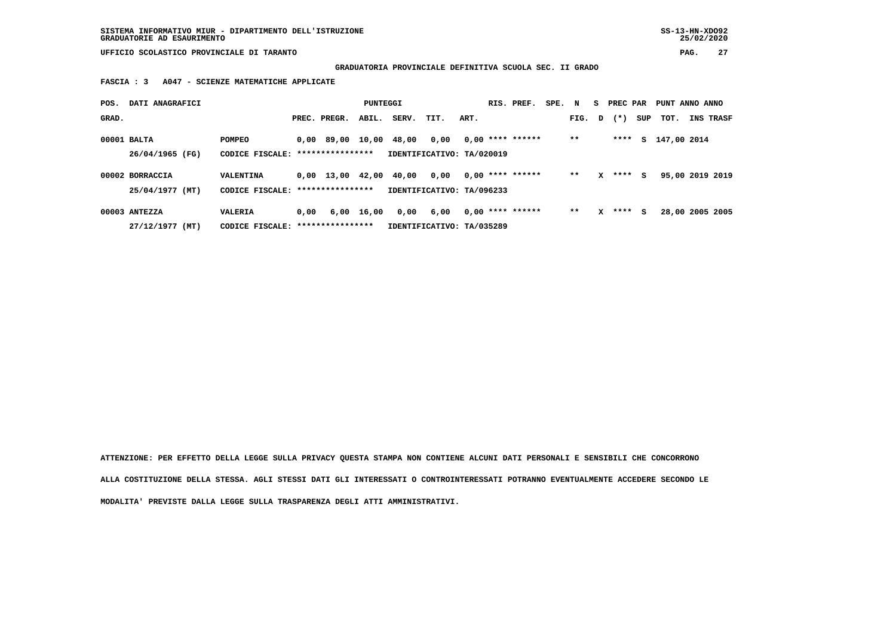SISTEMA INFORMATIVO MIUR - DIPARTIMENTO DELL'ISTRUZIONE
GRADUATORIE AD ESAURIMENTO

UFFICIO SCOLASTICO PROVINCIALE DI TARANTO

**GRADUATORIA PROVINCIALE DEFINITIVA SCUOLA SEC. II GRADO**

**FASCIA : 3 A047 - SCIENZE MATEMATICHE APPLICATE**

| POS. GRAD. | DATI ANAGRAFICI | | PREC. | PREGR. | ABIL. | SERV. | TIT. | ART. | RIS. | PREF. | SPE. | N FIG. | S D | PREC PAR (*) | SUP | PUNT TOT. | ANNO INS | ANNO TRASF |
|---|---|---|---|---|---|---|---|---|---|---|---|---|---|---|---|---|---|---|
| 00001 | BALTA | POMPEO | 0,00 | 89,00 | 10,00 | 48,00 | 0,00 | 0,00 | **** | ****** | | ** | | **** | S | 147,00 | 2014 | |
| | 26/04/1965 (FG) | CODICE FISCALE: **************** | IDENTIFICATIVO: TA/020019 | | | | | | | | | | | | | | | |
| 00002 | BORRACCIA | VALENTINA | 0,00 | 13,00 | 42,00 | 40,00 | 0,00 | 0,00 | **** | ****** | | ** | X | **** | S | 95,00 | 2019 | 2019 |
| | 25/04/1977 (MT) | CODICE FISCALE: **************** | IDENTIFICATIVO: TA/096233 | | | | | | | | | | | | | | | |
| 00003 | ANTEZZA | VALERIA | 0,00 | 6,00 | 16,00 | 0,00 | 6,00 | 0,00 | **** | ****** | | ** | X | **** | S | 28,00 | 2005 | 2005 |
| | 27/12/1977 (MT) | CODICE FISCALE: **************** | IDENTIFICATIVO: TA/035289 | | | | | | | | | | | | | | | |

ATTENZIONE: PER EFFETTO DELLA LEGGE SULLA PRIVACY QUESTA STAMPA NON CONTIENE ALCUNI DATI PERSONALI E SENSIBILI CHE CONCORRONO ALLA COSTITUZIONE DELLA STESSA. AGLI STESSI DATI GLI INTERESSATI O CONTROINTERESSATI POTRANNO EVENTUALMENTE ACCEDERE SECONDO LE MODALITA' PREVISTE DALLA LEGGE SULLA TRASPARENZA DEGLI ATTI AMMINISTRATIVI.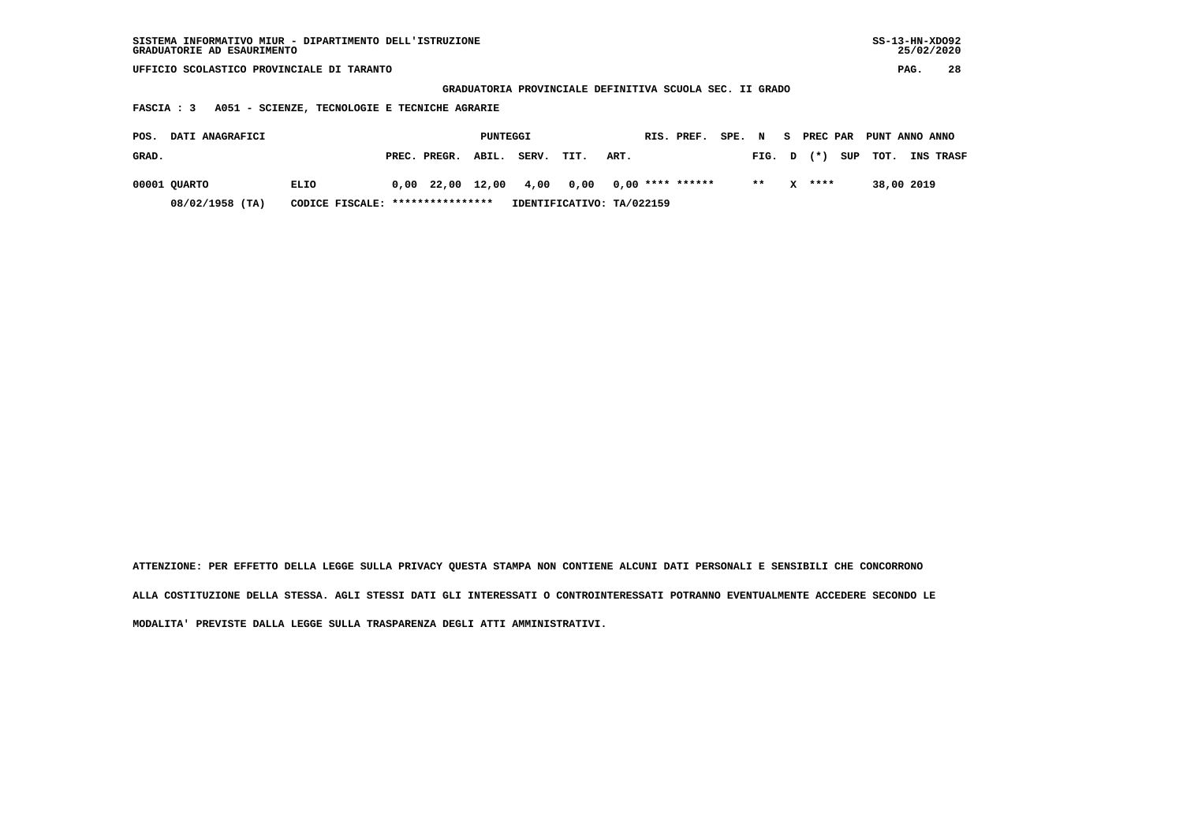SISTEMA INFORMATIVO MIUR - DIPARTIMENTO DELL'ISTRUZIONE
GRADUATORIE AD ESAURIMENTO

UFFICIO SCOLASTICO PROVINCIALE DI TARANTO

**GRADUATORIA PROVINCIALE DEFINITIVA SCUOLA SEC. II GRADO**

**FASCIA : 3 A051 - SCIENZE, TECNOLOGIE E TECNICHE AGRARIE**

| POS. GRAD. | DATI ANAGRAFICI | | PUNTEGGI PREC. | PREGR. | ABIL. | SERV. | TIT. | ART. | RIS. | PREF. | SPE. | N FIG. | S D | PREC PAR (*) | SUP | PUNT TOT. | ANNO INS | ANNO TRASF |
|---|---|---|---|---|---|---|---|---|---|---|---|---|---|---|---|---|---|---|
| 00001 | QUARTO | ELIO | 0,00 | 22,00 | 12,00 | 4,00 | 0,00 | 0,00 | **** | ****** | | ** | X | **** | | 38,00 | 2019 | |
| | 08/02/1958 (TA) | CODICE FISCALE: **************** | IDENTIFICATIVO: TA/022159 | | | | | | | | | | | | | | | |

ATTENZIONE: PER EFFETTO DELLA LEGGE SULLA PRIVACY QUESTA STAMPA NON CONTIENE ALCUNI DATI PERSONALI E SENSIBILI CHE CONCORRONO ALLA COSTITUZIONE DELLA STESSA. AGLI STESSI DATI GLI INTERESSATI O CONTROINTERESSATI POTRANNO EVENTUALMENTE ACCEDERE SECONDO LE MODALITA' PREVISTE DALLA LEGGE SULLA TRASPARENZA DEGLI ATTI AMMINISTRATIVI.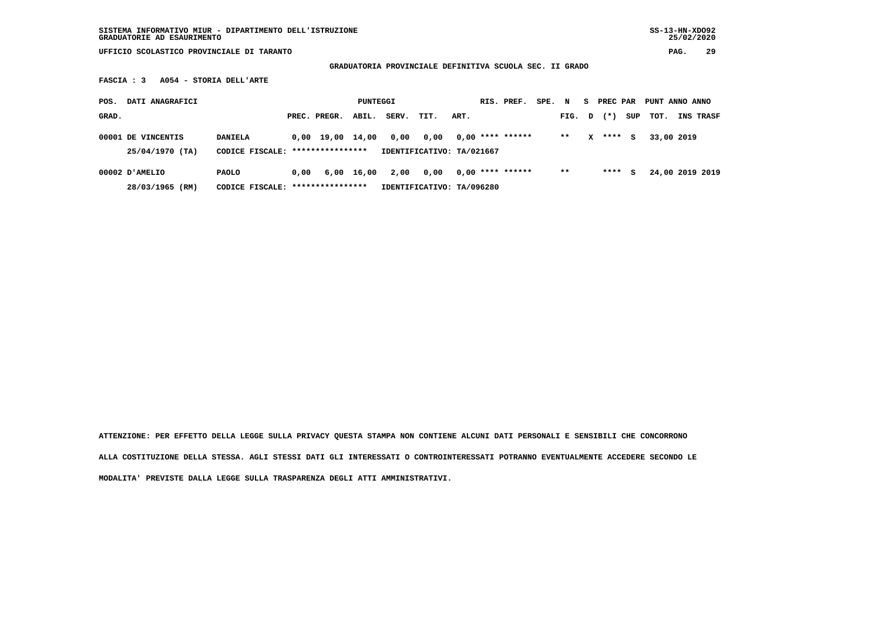SISTEMA INFORMATIVO MIUR - DIPARTIMENTO DELL'ISTRUZIONE
GRADUATORIE AD ESAURIMENTO

UFFICIO SCOLASTICO PROVINCIALE DI TARANTO

GRADUATORIA PROVINCIALE DEFINITIVA SCUOLA SEC. II GRADO

FASCIA : 3 A054 - STORIA DELL'ARTE

| POS. GRAD. | DATI ANAGRAFICI | | PREC. | PREGR. | ABIL. | SERV. | TIT. | ART. | RIS. PREF. | SPE. | N FIG. | S D | PREC PAR (*) | SUP | PUNT TOT. | ANNO INS | ANNO TRASF |
|---|---|---|---|---|---|---|---|---|---|---|---|---|---|---|---|---|---|
| 00001 | DE VINCENTIS 25/04/1970 (TA) | DANIELA CODICE FISCALE: **************** | 0,00 | 19,00 | 14,00 | 0,00 | 0,00 | 0,00 | **** ****** | | ** | X | **** | S | 33,00 | 2019 | |
| | | IDENTIFICATIVO: TA/021667 | | | | | | | | | | | | | | | |
| 00002 | D'AMELIO 28/03/1965 (RM) | PAOLO CODICE FISCALE: **************** | 0,00 | 6,00 | 16,00 | 2,00 | 0,00 | 0,00 | **** ****** | | ** | | **** | S | 24,00 | 2019 | 2019 |
| | | IDENTIFICATIVO: TA/096280 | | | | | | | | | | | | | | | |

ATTENZIONE: PER EFFETTO DELLA LEGGE SULLA PRIVACY QUESTA STAMPA NON CONTIENE ALCUNI DATI PERSONALI E SENSIBILI CHE CONCORRONO ALLA COSTITUZIONE DELLA STESSA. AGLI STESSI DATI GLI INTERESSATI O CONTROINTERESSATI POTRANNO EVENTUALMENTE ACCEDERE SECONDO LE MODALITA' PREVISTE DALLA LEGGE SULLA TRASPARENZA DEGLI ATTI AMMINISTRATIVI.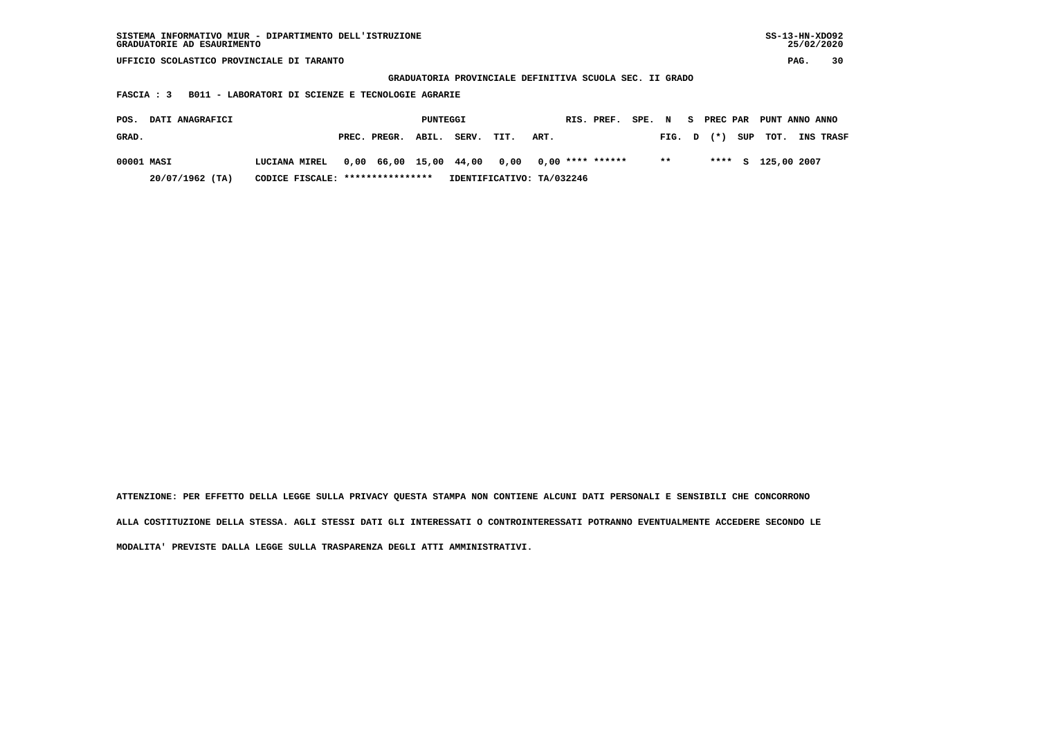SISTEMA INFORMATIVO MIUR - DIPARTIMENTO DELL'ISTRUZIONE
GRADUATORIE AD ESAURIMENTO

UFFICIO SCOLASTICO PROVINCIALE DI TARANTO

**GRADUATORIA PROVINCIALE DEFINITIVA SCUOLA SEC. II GRADO**

**FASCIA : 3 B011 - LABORATORI DI SCIENZE E TECNOLOGIE AGRARIE**

| POS. GRAD. | DATI ANAGRAFICI | | PREC. | PREGR. | ABIL. | SERV. | TIT. | ART. | RIS. | PREF. | SPE. | N FIG. | S D | PREC PAR (*) | SUP | PUNT TOT. | ANNO INS | ANNO TRASF |
|---|---|---|---|---|---|---|---|---|---|---|---|---|---|---|---|---|---|---|
| 00001 | MASI | LUCIANA MIREL | 0,00 | 66,00 | 15,00 | 44,00 | 0,00 | 0,00 | **** | ****** | | ** | | **** | S | 125,00 | 2007 | |
| | 20/07/1962 (TA) | CODICE FISCALE: **************** | IDENTIFICATIVO: TA/032246 | | | | | | | | | | | | | | | |

ATTENZIONE: PER EFFETTO DELLA LEGGE SULLA PRIVACY QUESTA STAMPA NON CONTIENE ALCUNI DATI PERSONALI E SENSIBILI CHE CONCORRONO ALLA COSTITUZIONE DELLA STESSA. AGLI STESSI DATI GLI INTERESSATI O CONTROINTERESSATI POTRANNO EVENTUALMENTE ACCEDERE SECONDO LE MODALITA' PREVISTE DALLA LEGGE SULLA TRASPARENZA DEGLI ATTI AMMINISTRATIVI.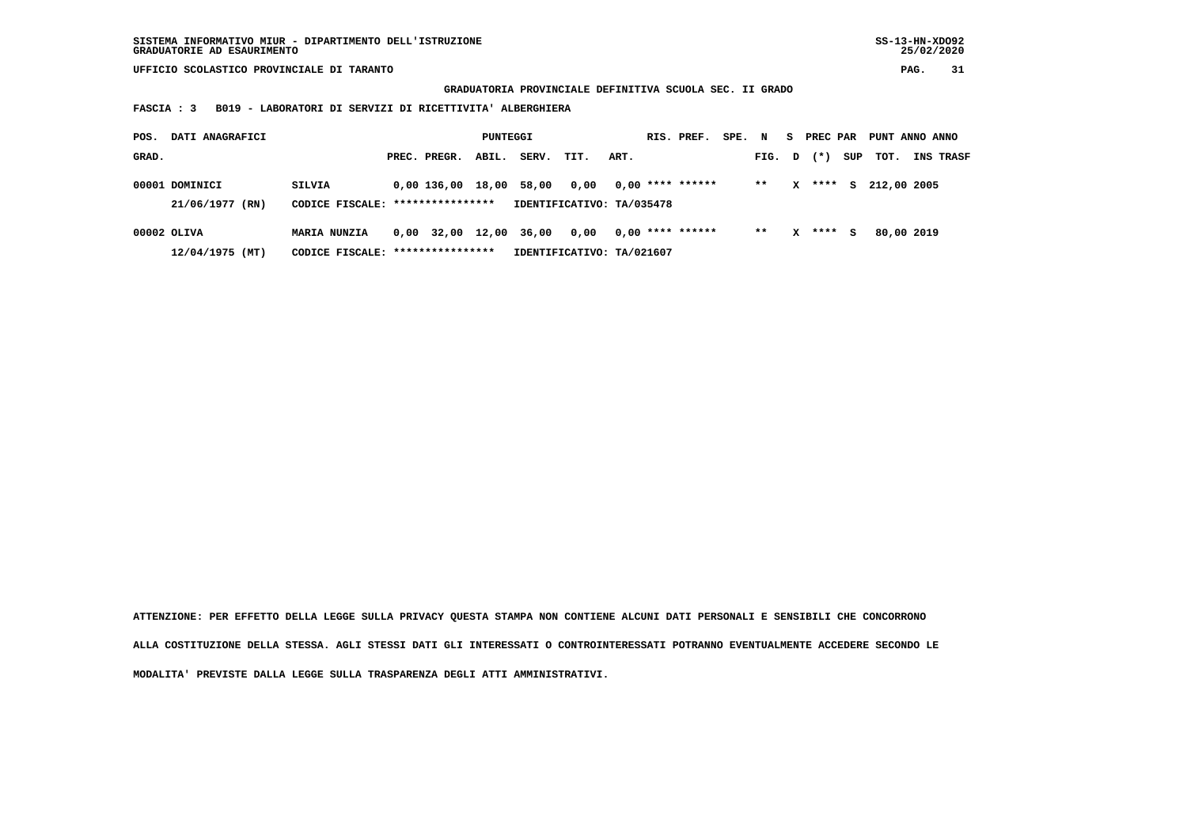SISTEMA INFORMATIVO MIUR - DIPARTIMENTO DELL'ISTRUZIONE
GRADUATORIE AD ESAURIMENTO

SS-13-HN-XDO92
25/02/2020

UFFICIO SCOLASTICO PROVINCIALE DI TARANTO

**GRADUATORIA PROVINCIALE DEFINITIVA SCUOLA SEC. II GRADO**

**FASCIA : 3 B019 - LABORATORI DI SERVIZI DI RICETTIVITA' ALBERGHIERA**

| POS. GRAD. | DATI ANAGRAFICI | | PUNTEGGI PREC. | PREGR. | ABIL. | SERV. | TIT. | ART. | RIS. | PREF. | SPE. | N FIG. | S D | PREC PAR (*) | SUP | PUNT TOT. | ANNO INS | ANNO TRASF |
|---|---|---|---|---|---|---|---|---|---|---|---|---|---|---|---|---|---|---|
| 00001 | DOMINICI | SILVIA | 0,00 | 136,00 | 18,00 | 58,00 | 0,00 | 0,00 | **** | ****** | | ** | X | **** | S | 212,00 | 2005 | |
| | 21/06/1977 (RN) | CODICE FISCALE: **************** | IDENTIFICATIVO: TA/035478 | | | | | | | | | | | | | | | |
| 00002 | OLIVA | MARIA NUNZIA | 0,00 | 32,00 | 12,00 | 36,00 | 0,00 | 0,00 | **** | ****** | | ** | X | **** | S | 80,00 | 2019 | |
| | 12/04/1975 (MT) | CODICE FISCALE: **************** | IDENTIFICATIVO: TA/021607 | | | | | | | | | | | | | | | |

ATTENZIONE: PER EFFETTO DELLA LEGGE SULLA PRIVACY QUESTA STAMPA NON CONTIENE ALCUNI DATI PERSONALI E SENSIBILI CHE CONCORRONO ALLA COSTITUZIONE DELLA STESSA. AGLI STESSI DATI GLI INTERESSATI O CONTROINTERESSATI POTRANNO EVENTUALMENTE ACCEDERE SECONDO LE MODALITA' PREVISTE DALLA LEGGE SULLA TRASPARENZA DEGLI ATTI AMMINISTRATIVI.